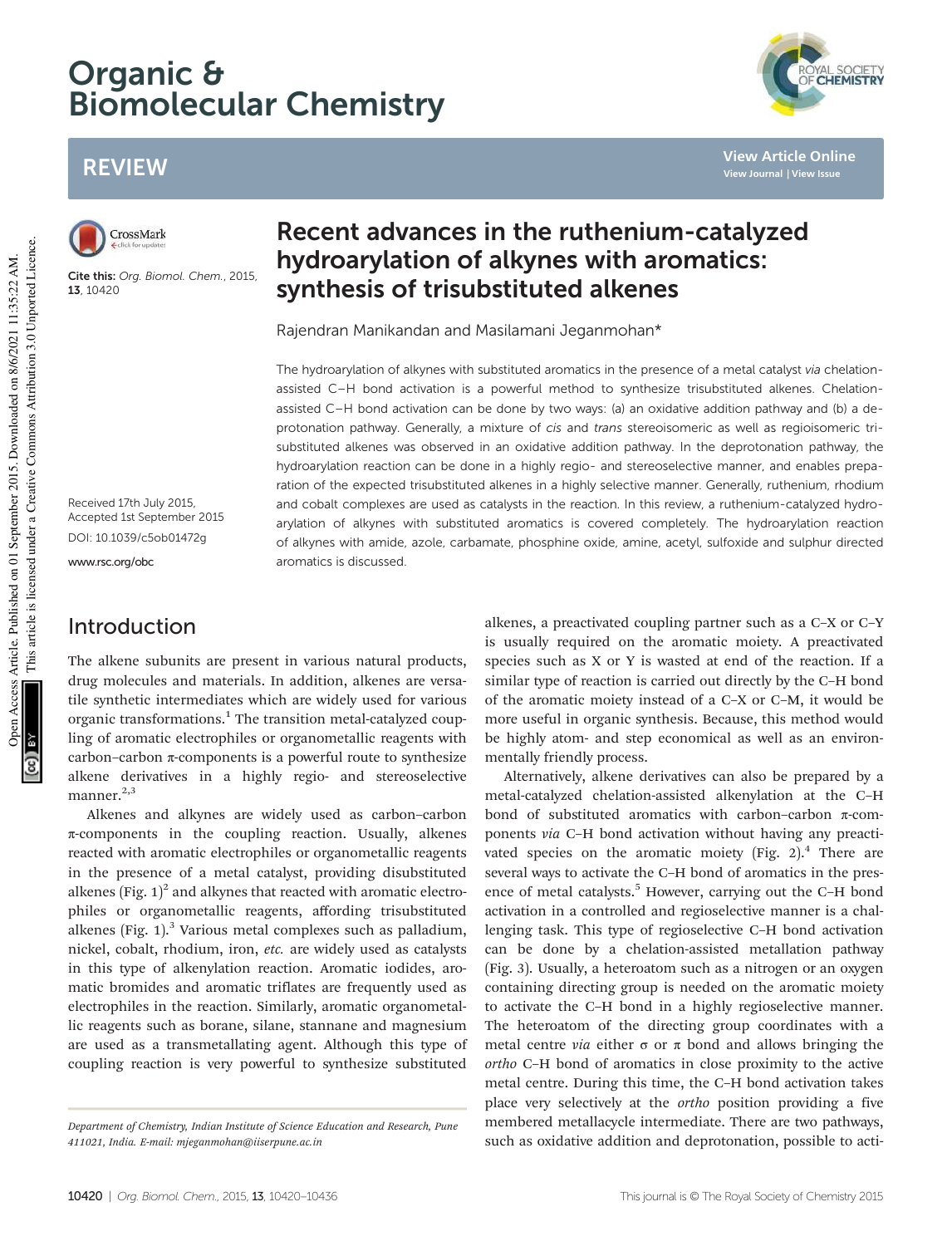# Organic & Biomolecular Chemistry

## REVIEW

Cite this: *Org. Biomol. Chem.*, 2015, **13**, 10420

Received 17th July 2015, Accepted 1st September 2015

DOI: 10.1039/c5ob01472g

www.rsc.org/obc

# Recent advances in the ruthenium-catalyzed hydroarylation of alkynes with aromatics: synthesis of trisubstituted alkenes

Rajendran Manikandan and Masilamani Jeganmohan*

The hydroarylation of alkynes with substituted aromatics in the presence of a metal catalyst *via* chelation-assisted C–H bond activation is a powerful method to synthesize trisubstituted alkenes. Chelation-assisted C–H bond activation can be done by two ways: (a) an oxidative addition pathway and (b) a deprotonation pathway. Generally, a mixture of *cis* and *trans* stereoisomeric as well as regioisomeric trisubstituted alkenes was observed in an oxidative addition pathway. In the deprotonation pathway, the hydroarylation reaction can be done in a highly regio- and stereoselective manner, and enables preparation of the expected trisubstituted alkenes in a highly selective manner. Generally, ruthenium, rhodium and cobalt complexes are used as catalysts in the reaction. In this review, a ruthenium-catalyzed hydroarylation of alkynes with substituted aromatics is covered completely. The hydroarylation reaction of alkynes with amide, azole, carbamate, phosphine oxide, amine, acetyl, sulfoxide and sulphur directed aromatics is discussed.

## Introduction

The alkene subunits are present in various natural products, drug molecules and materials. In addition, alkenes are versatile synthetic intermediates which are widely used for various organic transformations.[1] The transition metal-catalyzed coupling of aromatic electrophiles or organometallic reagents with carbon–carbon π-components is a powerful route to synthesize alkene derivatives in a highly regio- and stereoselective manner.[2,3]

Alkenes and alkynes are widely used as carbon–carbon π-components in the coupling reaction. Usually, alkenes reacted with aromatic electrophiles or organometallic reagents in the presence of a metal catalyst, providing disubstituted alkenes (Fig. 1)[2] and alkynes that reacted with aromatic electrophiles or organometallic reagents, affording trisubstituted alkenes (Fig. 1).[3] Various metal complexes such as palladium, nickel, cobalt, rhodium, iron, *etc.* are widely used as catalysts in this type of alkenylation reaction. Aromatic iodides, aromatic bromides and aromatic triflates are frequently used as electrophiles in the reaction. Similarly, aromatic organometallic reagents such as borane, silane, stannane and magnesium are used as a transmetallating agent. Although this type of coupling reaction is very powerful to synthesize substituted alkenes, a preactivated coupling partner such as a C–X or C–Y is usually required on the aromatic moiety. A preactivated species such as X or Y is wasted at end of the reaction. If a similar type of reaction is carried out directly by the C–H bond of the aromatic moiety instead of a C–X or C–M, it would be more useful in organic synthesis. Because, this method would be highly atom- and step economical as well as an environmentally friendly process.

Alternatively, alkene derivatives can also be prepared by a metal-catalyzed chelation-assisted alkenylation at the C–H bond of substituted aromatics with carbon–carbon π-components *via* C–H bond activation without having any preactivated species on the aromatic moiety (Fig. 2).[4] There are several ways to activate the C–H bond of aromatics in the presence of metal catalysts.[5] However, carrying out the C–H bond activation in a controlled and regioselective manner is a challenging task. This type of regioselective C–H bond activation can be done by a chelation-assisted metallation pathway (Fig. 3). Usually, a heteroatom such as a nitrogen or an oxygen containing directing group is needed on the aromatic moiety to activate the C–H bond in a highly regioselective manner. The heteroatom of the directing group coordinates with a metal centre *via* either σ or π bond and allows bringing the *ortho* C–H bond of aromatics in close proximity to the active metal centre. During this time, the C–H bond activation takes place very selectively at the *ortho* position providing a five membered metallacycle intermediate. There are two pathways, such as oxidative addition and deprotonation, possible to acti-

Department of Chemistry, Indian Institute of Science Education and Research, Pune 411021, India. E-mail: mjeganmohan@iiserpune.ac.in

Open Access Article. Published on 01 September 2015. Downloaded on 8/6/2021 11:35:22 AM. This article is licensed under a Creative Commons Attribution 3.0 Unported Licence.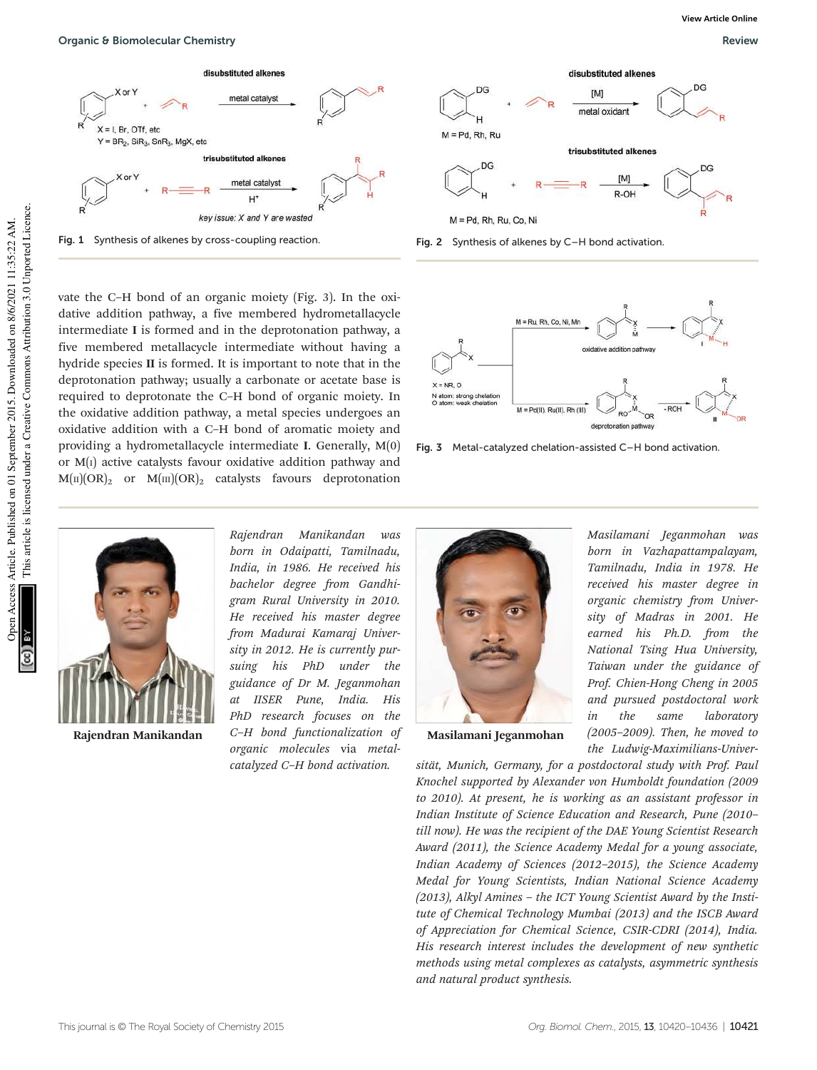Fig. 1 Synthesis of alkenes by cross-coupling reaction.

Fig. 2 Synthesis of alkenes by C–H bond activation.

vate the C–H bond of an organic moiety (Fig. 3). In the oxidative addition pathway, a five membered hydrometallacycle intermediate **I** is formed and in the deprotonation pathway, a five membered metallacycle intermediate without having a hydride species **II** is formed. It is important to note that in the deprotonation pathway; usually a carbonate or acetate base is required to deprotonate the C–H bond of organic moiety. In the oxidative addition pathway, a metal species undergoes an oxidative addition with a C–H bond of aromatic moiety and providing a hydrometallacycle intermediate **I**. Generally, M(0) or M(I) active catalysts favour oxidative addition pathway and $M(II)(OR)_2$ or $M(III)(OR)_2$ catalysts favours deprotonation

Fig. 3 Metal-catalyzed chelation-assisted C–H bond activation.

**Rajendran Manikandan**

*Rajendran Manikandan was born in Odaipatti, Tamilnadu, India, in 1986. He received his bachelor degree from Gandhigram Rural University in 2010. He received his master degree from Madurai Kamaraj University in 2012. He is currently pursuing his PhD under the guidance of Dr M. Jeganmohan at IISER Pune, India. His PhD research focuses on the C–H bond functionalization of organic molecules via metal-catalyzed C–H bond activation.*

**Masilamani Jeganmohan**

*Masilamani Jeganmohan was born in Vazhapattampalayam, Tamilnadu, India in 1978. He received his master degree in organic chemistry from University of Madras in 2001. He earned his Ph.D. from the National Tsing Hua University, Taiwan under the guidance of Prof. Chien-Hong Cheng in 2005 and pursued postdoctoral work in the same laboratory (2005–2009). Then, he moved to the Ludwig-Maximilians-Universität, Munich, Germany, for a postdoctoral study with Prof. Paul Knochel supported by Alexander von Humboldt foundation (2009 to 2010). At present, he is working as an assistant professor in Indian Institute of Science Education and Research, Pune (2010–till now). He was the recipient of the DAE Young Scientist Research Award (2011), the Science Academy Medal for a young associate, Indian Academy of Sciences (2012–2015), the Science Academy Medal for Young Scientists, Indian National Science Academy (2013), Alkyl Amines – the ICT Young Scientist Award by the Institute of Chemical Technology Mumbai (2013) and the ISCB Award of Appreciation for Chemical Science, CSIR-CDRI (2014), India. His research interest includes the development of new synthetic methods using metal complexes as catalysts, asymmetric synthesis and natural product synthesis.*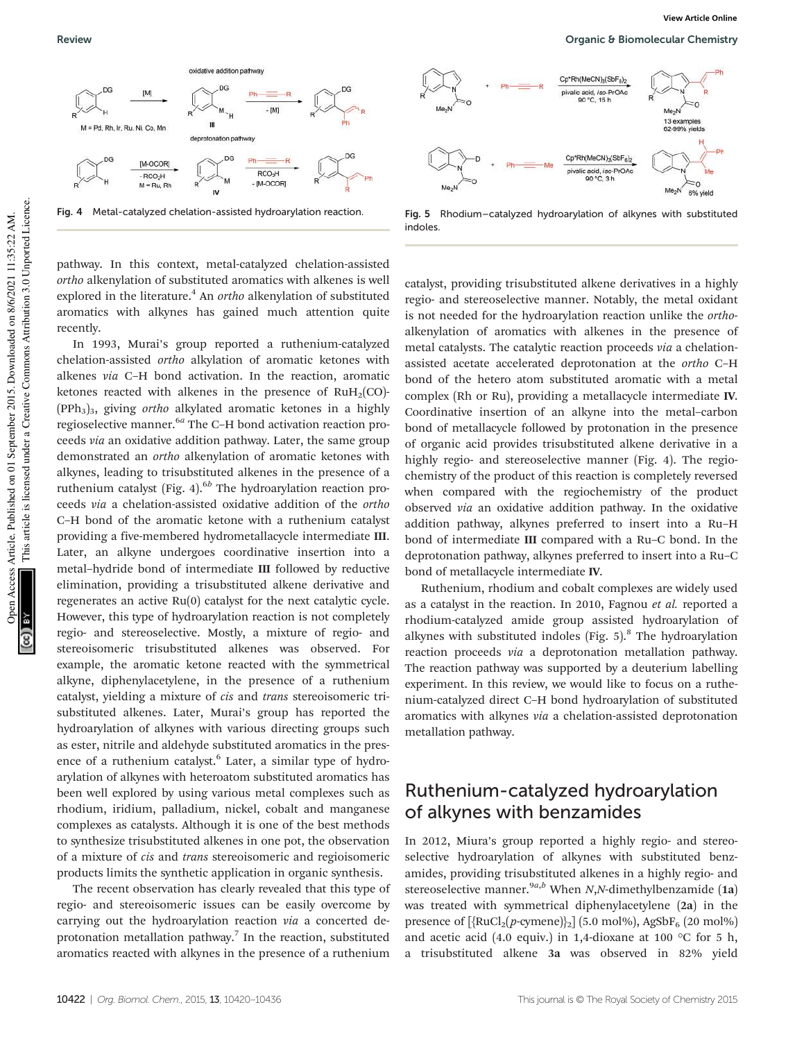Fig. 4 Metal-catalyzed chelation-assisted hydroarylation reaction.

Fig. 5 Rhodium–catalyzed hydroarylation of alkynes with substituted indoles.

pathway. In this context, metal-catalyzed chelation-assisted *ortho* alkenylation of substituted aromatics with alkenes is well explored in the literature.[4] An *ortho* alkenylation of substituted aromatics with alkynes has gained much attention quite recently.

In 1993, Murai's group reported a ruthenium-catalyzed chelation-assisted *ortho* alkylation of aromatic ketones with alkenes *via* C–H bond activation. In the reaction, aromatic ketones reacted with alkenes in the presence of $RuH_2(CO)(PPh_3)_3$, giving *ortho* alkylated aromatic ketones in a highly regioselective manner.[6a] The C–H bond activation reaction proceeds *via* an oxidative addition pathway. Later, the same group demonstrated an *ortho* alkenylation of aromatic ketones with alkynes, leading to trisubstituted alkenes in the presence of a ruthenium catalyst (Fig. 4).[6b] The hydroarylation reaction proceeds *via* a chelation-assisted oxidative addition of the *ortho* C–H bond of the aromatic ketone with a ruthenium catalyst providing a five-membered hydrometallacycle intermediate **III**. Later, an alkyne undergoes coordinative insertion into a metal–hydride bond of intermediate **III** followed by reductive elimination, providing a trisubstituted alkene derivative and regenerates an active Ru(0) catalyst for the next catalytic cycle. However, this type of hydroarylation reaction is not completely regio- and stereoselective. Mostly, a mixture of regio- and stereoisomeric trisubstituted alkenes was observed. For example, the aromatic ketone reacted with the symmetrical alkyne, diphenylacetylene, in the presence of a ruthenium catalyst, yielding a mixture of *cis* and *trans* stereoisomeric trisubstituted alkenes. Later, Murai's group has reported the hydroarylation of alkynes with various directing groups such as ester, nitrile and aldehyde substituted aromatics in the presence of a ruthenium catalyst.[6] Later, a similar type of hydroarylation of alkynes with heteroatom substituted aromatics has been well explored by using various metal complexes such as rhodium, iridium, palladium, nickel, cobalt and manganese complexes as catalysts. Although it is one of the best methods to synthesize trisubstituted alkenes in one pot, the observation of a mixture of *cis* and *trans* stereoisomeric and regioisomeric products limits the synthetic application in organic synthesis.

The recent observation has clearly revealed that this type of regio- and stereoisomeric issues can be easily overcome by carrying out the hydroarylation reaction *via* a concerted deprotonation metallation pathway.[7] In the reaction, substituted aromatics reacted with alkynes in the presence of a ruthenium catalyst, providing trisubstituted alkene derivatives in a highly regio- and stereoselective manner. Notably, the metal oxidant is not needed for the hydroarylation reaction unlike the *ortho*-alkenylation of aromatics with alkenes in the presence of metal catalysts. The catalytic reaction proceeds *via* a chelation-assisted acetate accelerated deprotonation at the *ortho* C–H bond of the hetero atom substituted aromatic with a metal complex (Rh or Ru), providing a metallacycle intermediate **IV**. Coordinative insertion of an alkyne into the metal–carbon bond of metallacycle followed by protonation in the presence of organic acid provides trisubstituted alkene derivative in a highly regio- and stereoselective manner (Fig. 4). The regiochemistry of the product of this reaction is completely reversed when compared with the regiochemistry of the product observed *via* an oxidative addition pathway. In the oxidative addition pathway, alkynes preferred to insert into a Ru–H bond of intermediate **III** compared with a Ru–C bond. In the deprotonation pathway, alkynes preferred to insert into a Ru–C bond of metallacycle intermediate **IV**.

Ruthenium, rhodium and cobalt complexes are widely used as a catalyst in the reaction. In 2010, Fagnou *et al.* reported a rhodium-catalyzed amide group assisted hydroarylation of alkynes with substituted indoles (Fig. 5).[8] The hydroarylation reaction proceeds *via* a deprotonation metallation pathway. The reaction pathway was supported by a deuterium labelling experiment. In this review, we would like to focus on a ruthenium-catalyzed direct C–H bond hydroarylation of substituted aromatics with alkynes *via* a chelation-assisted deprotonation metallation pathway.

## Ruthenium-catalyzed hydroarylation of alkynes with benzamides

In 2012, Miura's group reported a highly regio- and stereoselective hydroarylation of alkynes with substituted benzamides, providing trisubstituted alkenes in a highly regio- and stereoselective manner.[9a,b] When *N*,*N*-dimethylbenzamide (**1a**) was treated with symmetrical diphenylacetylene (**2a**) in the presence of $[\{RuCl_2(p\text{-cymene})\}_2]$ (5.0 mol%), $AgSbF_6$ (20 mol%) and acetic acid (4.0 equiv.) in 1,4-dioxane at 100 °C for 5 h, a trisubstituted alkene **3a** was observed in 82% yield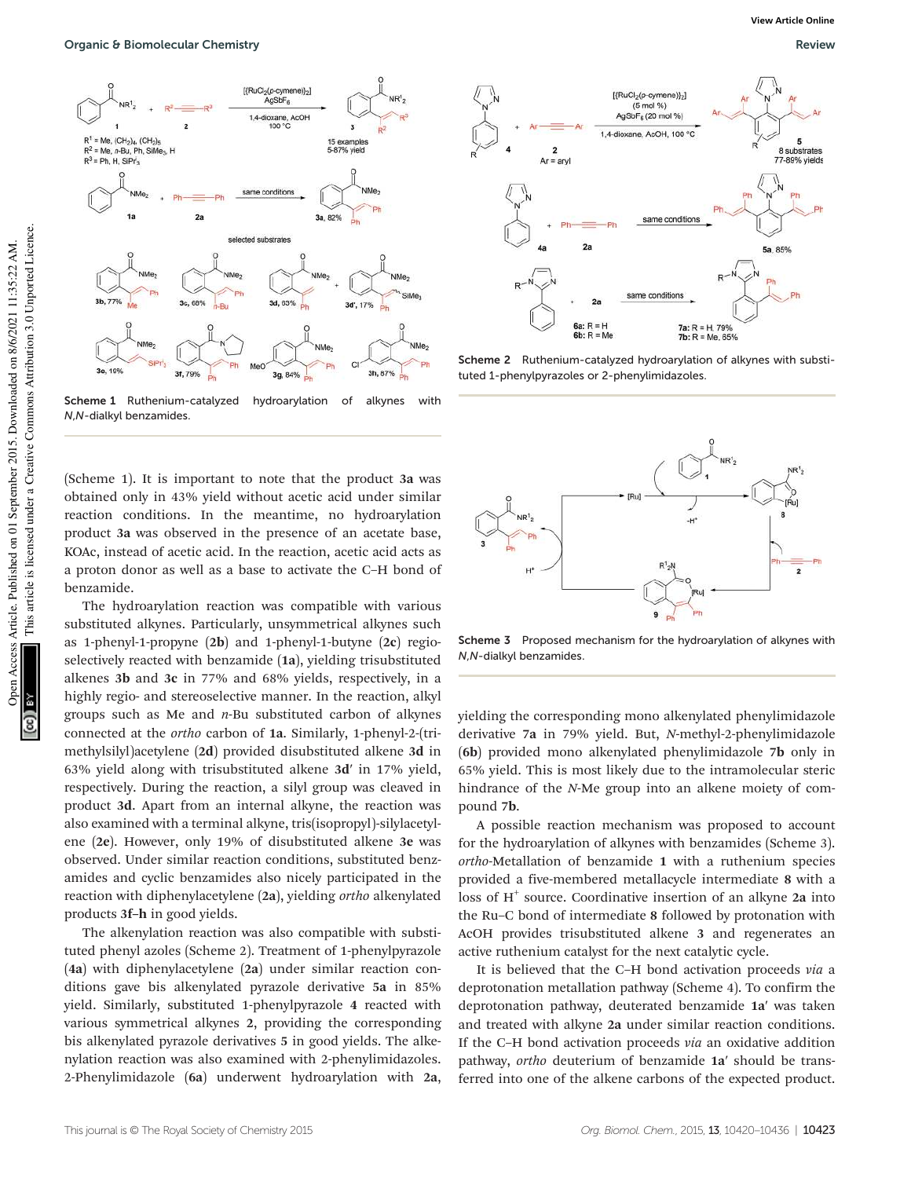Scheme 1 Ruthenium-catalyzed hydroarylation of alkynes with *N*,*N*-dialkyl benzamides.

Scheme 2 Ruthenium-catalyzed hydroarylation of alkynes with substituted 1-phenylpyrazoles or 2-phenylimidazoles.

Scheme 3 Proposed mechanism for the hydroarylation of alkynes with *N*,*N*-dialkyl benzamides.

(Scheme 1). It is important to note that the product **3a** was obtained only in 43% yield without acetic acid under similar reaction conditions. In the meantime, no hydroarylation product **3a** was observed in the presence of an acetate base, KOAc, instead of acetic acid. In the reaction, acetic acid acts as a proton donor as well as a base to activate the C–H bond of benzamide.

The hydroarylation reaction was compatible with various substituted alkynes. Particularly, unsymmetrical alkynes such as 1-phenyl-1-propyne (**2b**) and 1-phenyl-1-butyne (**2c**) regioselectively reacted with benzamide (**1a**), yielding trisubstituted alkenes **3b** and **3c** in 77% and 68% yields, respectively, in a highly regio- and stereoselective manner. In the reaction, alkyl groups such as Me and *n*-Bu substituted carbon of alkynes connected at the *ortho* carbon of **1a**. Similarly, 1-phenyl-2-(trimethylsilyl)acetylene (**2d**) provided disubstituted alkene **3d** in 63% yield along with trisubstituted alkene **3d′** in 17% yield, respectively. During the reaction, a silyl group was cleaved in product **3d**. Apart from an internal alkyne, the reaction was also examined with a terminal alkyne, tris(isopropyl)-silylacetylene (**2e**). However, only 19% of disubstituted alkene **3e** was observed. Under similar reaction conditions, substituted benzamides and cyclic benzamides also nicely participated in the reaction with diphenylacetylene (**2a**), yielding *ortho* alkenylated products **3f–h** in good yields.

The alkenylation reaction was also compatible with substituted phenyl azoles (Scheme 2). Treatment of 1-phenylpyrazole (**4a**) with diphenylacetylene (**2a**) under similar reaction conditions gave bis alkenylated pyrazole derivative **5a** in 85% yield. Similarly, substituted 1-phenylpyrazole **4** reacted with various symmetrical alkynes **2**, providing the corresponding bis alkenylated pyrazole derivatives **5** in good yields. The alkenylation reaction was also examined with 2-phenylimidazoles. 2-Phenylimidazole (**6a**) underwent hydroarylation with **2a**, yielding the corresponding mono alkenylated phenylimidazole derivative **7a** in 79% yield. But, *N*-methyl-2-phenylimidazole (**6b**) provided mono alkenylated phenylimidazole **7b** only in 65% yield. This is most likely due to the intramolecular steric hindrance of the *N*-Me group into an alkene moiety of compound **7b**.

A possible reaction mechanism was proposed to account for the hydroarylation of alkynes with benzamides (Scheme 3). *ortho*-Metallation of benzamide **1** with a ruthenium species provided a five-membered metallacycle intermediate **8** with a loss of $H^+$ source. Coordinative insertion of an alkyne **2a** into the Ru–C bond of intermediate **8** followed by protonation with AcOH provides trisubstituted alkene **3** and regenerates an active ruthenium catalyst for the next catalytic cycle.

It is believed that the C–H bond activation proceeds *via* a deprotonation metallation pathway (Scheme 4). To confirm the deprotonation pathway, deuterated benzamide **1a′** was taken and treated with alkyne **2a** under similar reaction conditions. If the C–H bond activation proceeds *via* an oxidative addition pathway, *ortho* deuterium of benzamide **1a′** should be transferred into one of the alkene carbons of the expected product.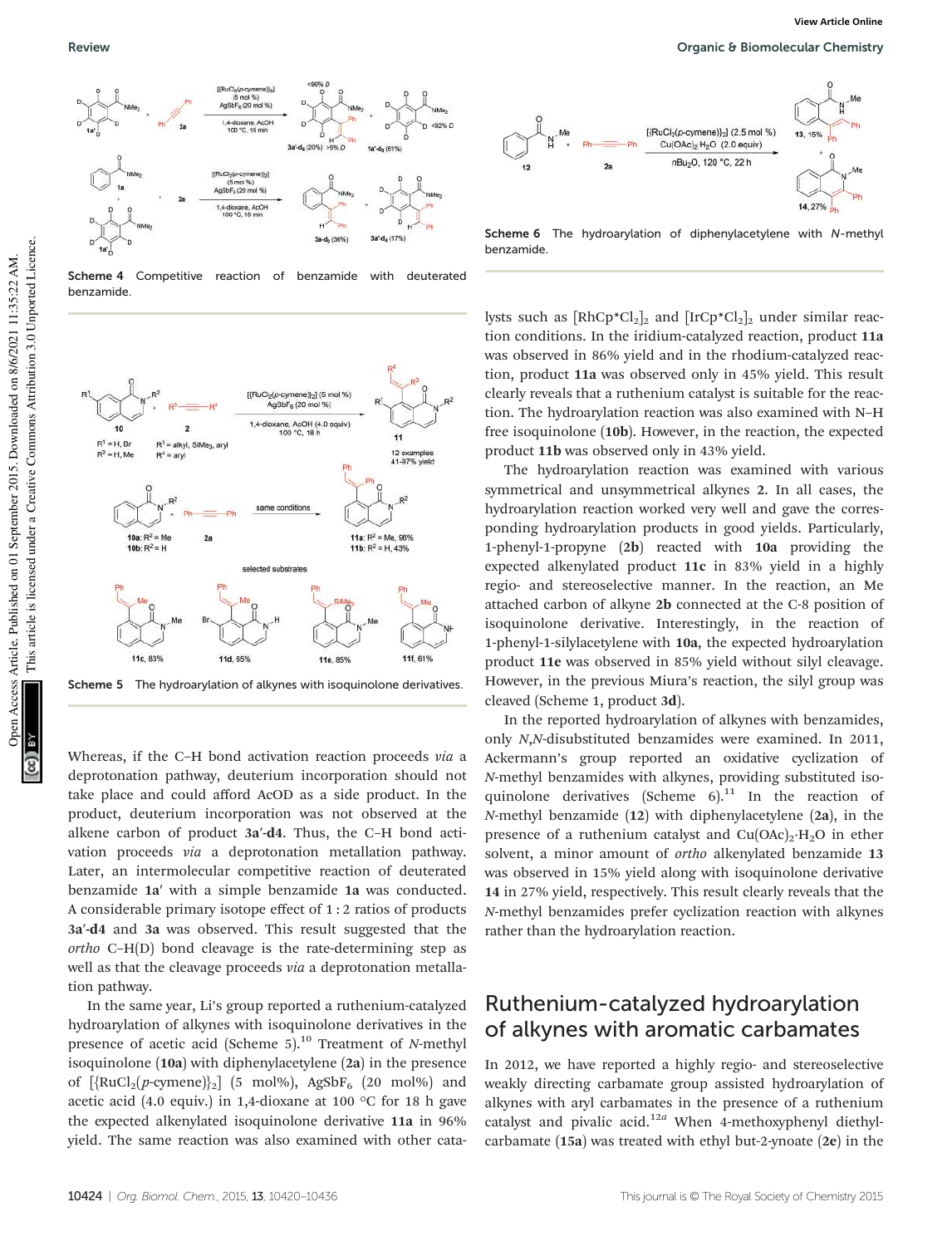Scheme 4 Competitive reaction of benzamide with deuterated benzamide.

Scheme 5 The hydroarylation of alkynes with isoquinolone derivatives.

Whereas, if the C–H bond activation reaction proceeds *via* a deprotonation pathway, deuterium incorporation should not take place and could afford AcOD as a side product. In the product, deuterium incorporation was not observed at the alkene carbon of product **3a′-d4**. Thus, the C–H bond activation proceeds *via* a deprotonation metallation pathway. Later, an intermolecular competitive reaction of deuterated benzamide **1a′** with a simple benzamide **1a** was conducted. A considerable primary isotope effect of 1 : 2 ratios of products **3a′-d4** and **3a** was observed. This result suggested that the *ortho* C–H(D) bond cleavage is the rate-determining step as well as that the cleavage proceeds *via* a deprotonation metallation pathway.

In the same year, Li's group reported a ruthenium-catalyzed hydroarylation of alkynes with isoquinolone derivatives in the presence of acetic acid (Scheme 5).[10] Treatment of *N*-methyl isoquinolone (**10a**) with diphenylacetylene (**2a**) in the presence of $[\{RuCl_2(p\text{-cymene})\}_2]$ (5 mol%), $AgSbF_6$ (20 mol%) and acetic acid (4.0 equiv.) in 1,4-dioxane at 100 °C for 18 h gave the expected alkenylated isoquinolone derivative **11a** in 96% yield. The same reaction was also examined with other catalysts such as $[RhCp^*Cl_2]_2$ and $[IrCp^*Cl_2]_2$ under similar reaction conditions. In the iridium-catalyzed reaction, product **11a** was observed in 86% yield and in the rhodium-catalyzed reaction, product **11a** was observed only in 45% yield. This result clearly reveals that a ruthenium catalyst is suitable for the reaction. The hydroarylation reaction was also examined with N–H free isoquinolone (**10b**). However, in the reaction, the expected product **11b** was observed only in 43% yield.

The hydroarylation reaction was examined with various symmetrical and unsymmetrical alkynes **2**. In all cases, the hydroarylation reaction worked very well and gave the corresponding hydroarylation products in good yields. Particularly, 1-phenyl-1-propyne (**2b**) reacted with **10a** providing the expected alkenylated product **11c** in 83% yield in a highly regio- and stereoselective manner. In the reaction, an Me attached carbon of alkyne **2b** connected at the C-8 position of isoquinolone derivative. Interestingly, in the reaction of 1-phenyl-1-silylacetylene with **10a**, the expected hydroarylation product **11e** was observed in 85% yield without silyl cleavage. However, in the previous Miura's reaction, the silyl group was cleaved (Scheme 1, product **3d**).

Scheme 6 The hydroarylation of diphenylacetylene with *N*-methyl benzamide.

In the reported hydroarylation of alkynes with benzamides, only *N*,*N*-disubstituted benzamides were examined. In 2011, Ackermann's group reported an oxidative cyclization of *N*-methyl benzamides with alkynes, providing substituted isoquinolone derivatives (Scheme 6).[11] In the reaction of *N*-methyl benzamide (**12**) with diphenylacetylene (**2a**), in the presence of a ruthenium catalyst and $Cu(OAc)_2 \cdot H_2O$ in ether solvent, a minor amount of *ortho* alkenylated benzamide **13** was observed in 15% yield along with isoquinolone derivative **14** in 27% yield, respectively. This result clearly reveals that the *N*-methyl benzamides prefer cyclization reaction with alkynes rather than the hydroarylation reaction.

## Ruthenium-catalyzed hydroarylation of alkynes with aromatic carbamates

In 2012, we have reported a highly regio- and stereoselective weakly directing carbamate group assisted hydroarylation of alkynes with aryl carbamates in the presence of a ruthenium catalyst and pivalic acid.[12a] When 4-methoxyphenyl diethylcarbamate (**15a**) was treated with ethyl but-2-ynoate (**2e**) in the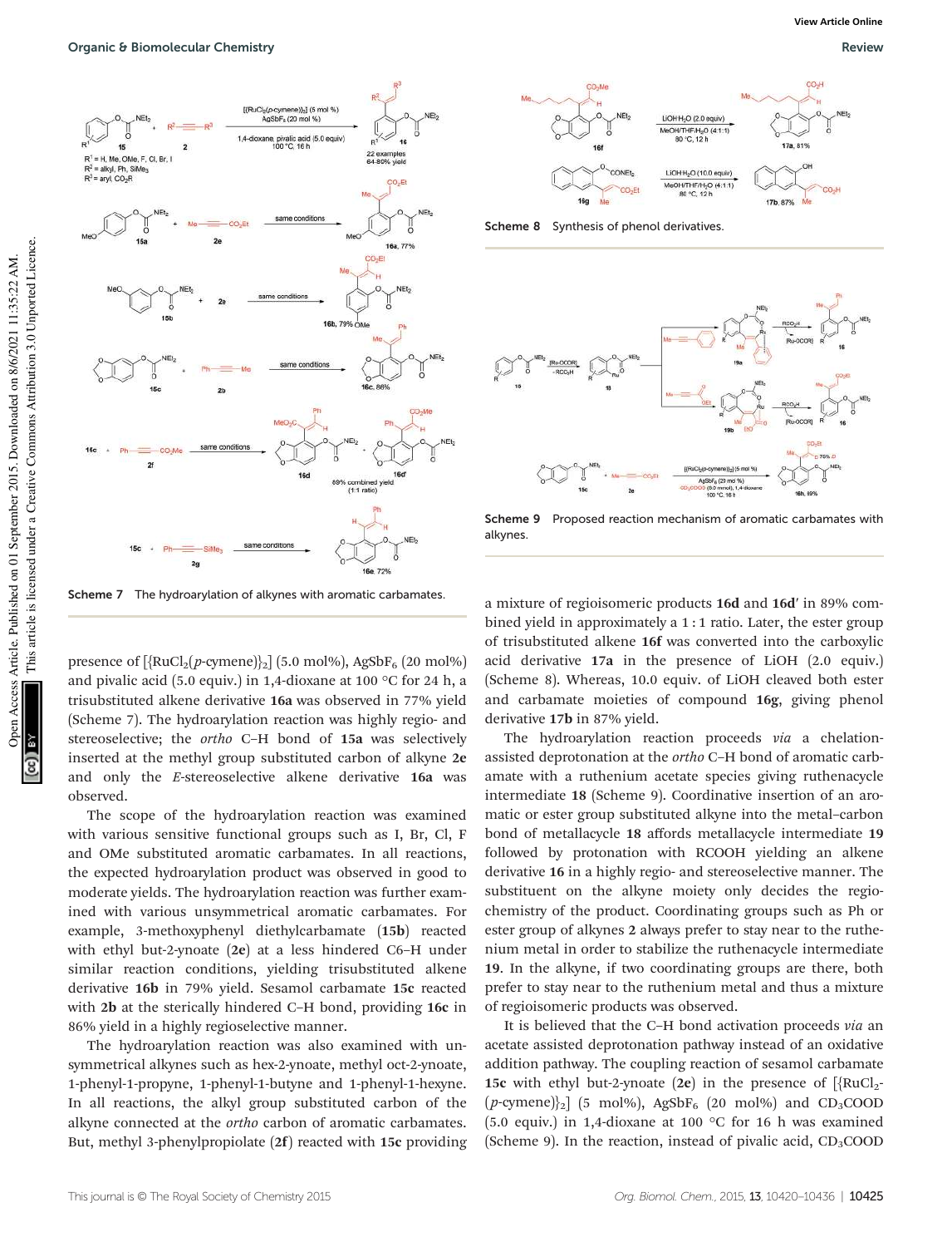Scheme 7 The hydroarylation of alkynes with aromatic carbamates.

Scheme 8 Synthesis of phenol derivatives.

Scheme 9 Proposed reaction mechanism of aromatic carbamates with alkynes.

presence of [{$RuCl_2$(*p*-cymene)}$_2$] (5.0 mol%), $AgSbF_6$ (20 mol%) and pivalic acid (5.0 equiv.) in 1,4-dioxane at 100 °C for 24 h, a trisubstituted alkene derivative **16a** was observed in 77% yield (Scheme 7). The hydroarylation reaction was highly regio- and stereoselective; the *ortho* C–H bond of **15a** was selectively inserted at the methyl group substituted carbon of alkyne **2e** and only the *E*-stereoselective alkene derivative **16a** was observed.

The scope of the hydroarylation reaction was examined with various sensitive functional groups such as I, Br, Cl, F and OMe substituted aromatic carbamates. In all reactions, the expected hydroarylation product was observed in good to moderate yields. The hydroarylation reaction was further examined with various unsymmetrical aromatic carbamates. For example, 3-methoxyphenyl diethylcarbamate (**15b**) reacted with ethyl but-2-ynoate (**2e**) at a less hindered C6–H under similar reaction conditions, yielding trisubstituted alkene derivative **16b** in 79% yield. Sesamol carbamate **15c** reacted with **2b** at the sterically hindered C–H bond, providing **16c** in 86% yield in a highly regioselective manner.

The hydroarylation reaction was also examined with unsymmetrical alkynes such as hex-2-ynoate, methyl oct-2-ynoate, 1-phenyl-1-propyne, 1-phenyl-1-butyne and 1-phenyl-1-hexyne. In all reactions, the alkyl group substituted carbon of the alkyne connected at the *ortho* carbon of aromatic carbamates. But, methyl 3-phenylpropiolate (**2f**) reacted with **15c** providing a mixture of regioisomeric products **16d** and **16d′** in 89% combined yield in approximately a 1 : 1 ratio. Later, the ester group of trisubstituted alkene **16f** was converted into the carboxylic acid derivative **17a** in the presence of LiOH (2.0 equiv.) (Scheme 8). Whereas, 10.0 equiv. of LiOH cleaved both ester and carbamate moieties of compound **16g**, giving phenol derivative **17b** in 87% yield.

The hydroarylation reaction proceeds *via* a chelation-assisted deprotonation at the *ortho* C–H bond of aromatic carbamate with a ruthenium acetate species giving ruthenacycle intermediate **18** (Scheme 9). Coordinative insertion of an aromatic or ester group substituted alkyne into the metal–carbon bond of metallacycle **18** affords metallacycle intermediate **19** followed by protonation with RCOOH yielding an alkene derivative **16** in a highly regio- and stereoselective manner. The substituent on the alkyne moiety only decides the regiochemistry of the product. Coordinating groups such as Ph or ester group of alkynes **2** always prefer to stay near to the ruthenium metal in order to stabilize the ruthenacycle intermediate **19**. In the alkyne, if two coordinating groups are there, both prefer to stay near to the ruthenium metal and thus a mixture of regioisomeric products was observed.

It is believed that the C–H bond activation proceeds *via* an acetate assisted deprotonation pathway instead of an oxidative addition pathway. The coupling reaction of sesamol carbamate **15c** with ethyl but-2-ynoate (**2e**) in the presence of [{$RuCl_2$(*p*-cymene)}$_2$] (5 mol%), $AgSbF_6$ (20 mol%) and $CD_3COOD$ (5.0 equiv.) in 1,4-dioxane at 100 °C for 16 h was examined (Scheme 9). In the reaction, instead of pivalic acid, $CD_3COOD$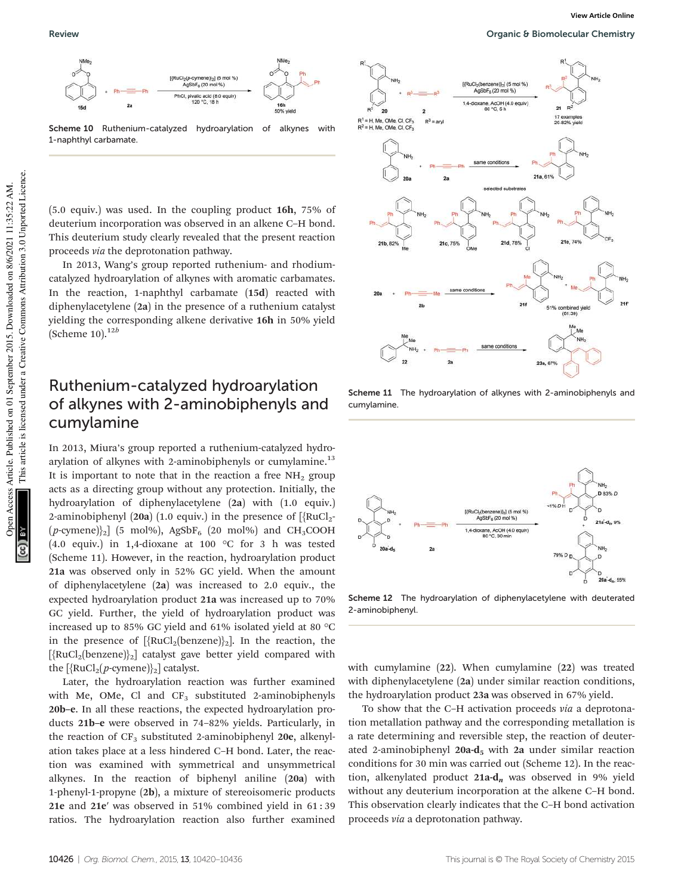Scheme 10 Ruthenium-catalyzed hydroarylation of alkynes with 1-naphthyl carbamate.

(5.0 equiv.) was used. In the coupling product **16h**, 75% of deuterium incorporation was observed in an alkene C–H bond. This deuterium study clearly revealed that the present reaction proceeds *via* the deprotonation pathway.

In 2013, Wang's group reported ruthenium- and rhodium-catalyzed hydroarylation of alkynes with aromatic carbamates. In the reaction, 1-naphthyl carbamate (**15d**) reacted with diphenylacetylene (**2a**) in the presence of a ruthenium catalyst yielding the corresponding alkene derivative **16h** in 50% yield (Scheme 10).[12b]

## Ruthenium-catalyzed hydroarylation of alkynes with 2-aminobiphenyls and cumylamine

In 2013, Miura's group reported a ruthenium-catalyzed hydroarylation of alkynes with 2-aminobiphenyls or cumylamine.[13] It is important to note that in the reaction a free $NH_2$ group acts as a directing group without any protection. Initially, the hydroarylation of diphenylacetylene (**2a**) with (1.0 equiv.) 2-aminobiphenyl (**20a**) (1.0 equiv.) in the presence of [{$RuCl_2$(*p*-cymene)}$_2$] (5 mol%), $AgSbF_6$ (20 mol%) and $CH_3COOH$ (4.0 equiv.) in 1,4-dioxane at 100 °C for 3 h was tested (Scheme 11). However, in the reaction, hydroarylation product **21a** was observed only in 52% GC yield. When the amount of diphenylacetylene (**2a**) was increased to 2.0 equiv., the expected hydroarylation product **21a** was increased up to 70% GC yield. Further, the yield of hydroarylation product was increased up to 85% GC yield and 61% isolated yield at 80 °C in the presence of [{$RuCl_2$(benzene)}$_2$]. In the reaction, the [{$RuCl_2$(benzene)}$_2$] catalyst gave better yield compared with the [{$RuCl_2$(*p*-cymene)}$_2$] catalyst.

Later, the hydroarylation reaction was further examined with Me, OMe, Cl and $CF_3$ substituted 2-aminobiphenyls **20b–e**. In all these reactions, the expected hydroarylation products **21b–e** were observed in 74–82% yields. Particularly, in the reaction of $CF_3$ substituted 2-aminobiphenyl **20e**, alkenylation takes place at a less hindered C–H bond. Later, the reaction was examined with symmetrical and unsymmetrical alkynes. In the reaction of biphenyl aniline (**20a**) with 1-phenyl-1-propyne (**2b**), a mixture of stereoisomeric products **21e** and **21e′** was observed in 51% combined yield in 61 : 39 ratios. The hydroarylation reaction also further examined with cumylamine (**22**). When cumylamine (**22**) was treated with diphenylacetylene (**2a**) under similar reaction conditions, the hydroarylation product **23a** was observed in 67% yield.

Scheme 11 The hydroarylation of alkynes with 2-aminobiphenyls and cumylamine.

Scheme 12 The hydroarylation of diphenylacetylene with deuterated 2-aminobiphenyl.

To show that the C–H activation proceeds *via* a deprotonation metallation pathway and the corresponding metallation is a rate determining and reversible step, the reaction of deuterated 2-aminobiphenyl **20a-d$_5$** with **2a** under similar reaction conditions for 30 min was carried out (Scheme 12). In the reaction, alkenylated product **21a-d$_n$** was observed in 9% yield without any deuterium incorporation at the alkene C–H bond. This observation clearly indicates that the C–H bond activation proceeds *via* a deprotonation pathway.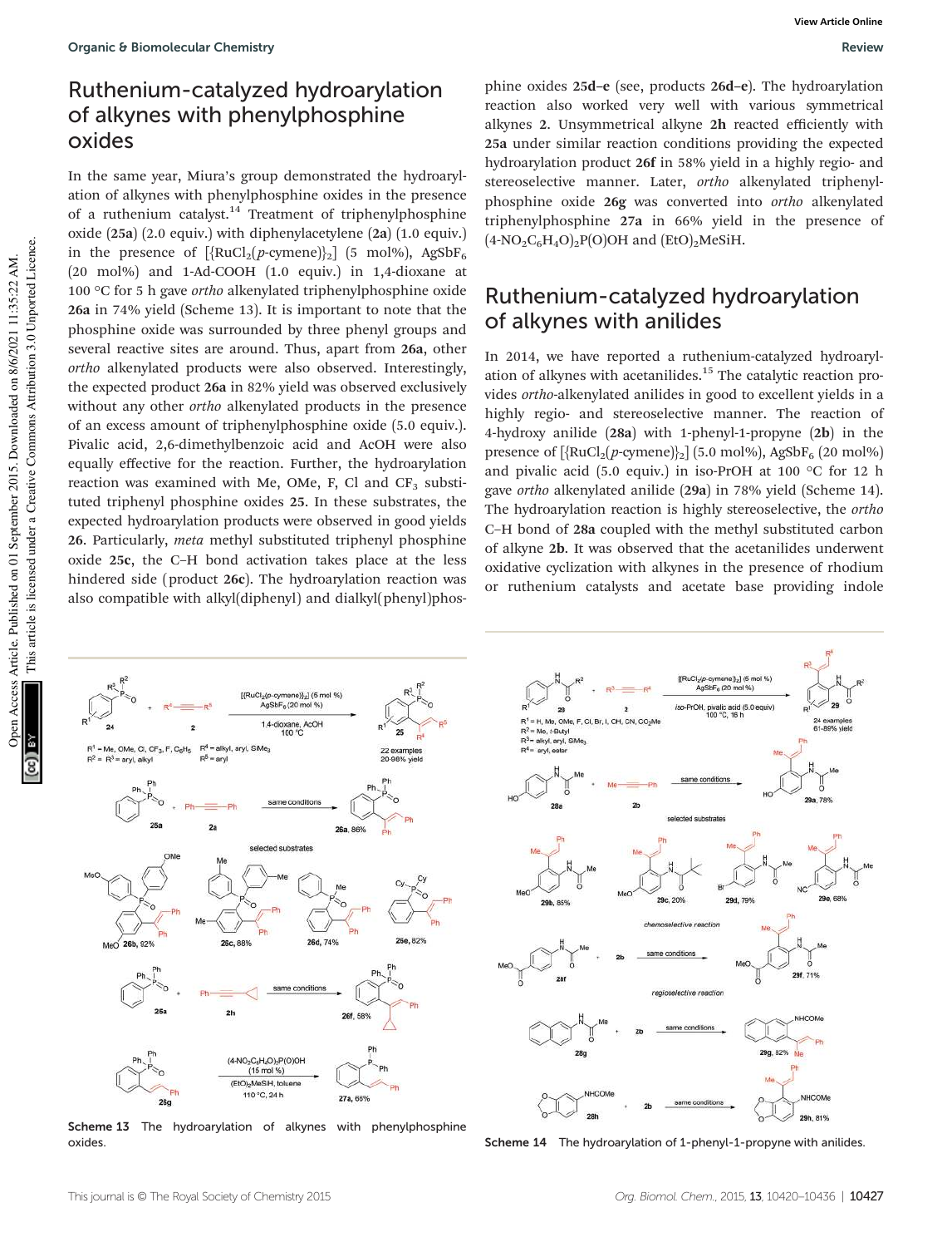## Ruthenium-catalyzed hydroarylation of alkynes with phenylphosphine oxides

In the same year, Miura's group demonstrated the hydroarylation of alkynes with phenylphosphine oxides in the presence of a ruthenium catalyst.[14] Treatment of triphenylphosphine oxide (**25a**) (2.0 equiv.) with diphenylacetylene (**2a**) (1.0 equiv.) in the presence of [{RuCl$_2$(*p*-cymene)}$_2$] (5 mol%), AgSbF$_6$ (20 mol%) and 1-Ad-COOH (1.0 equiv.) in 1,4-dioxane at 100 °C for 5 h gave *ortho* alkenylated triphenylphosphine oxide **26a** in 74% yield (Scheme 13). It is important to note that the phosphine oxide was surrounded by three phenyl groups and several reactive sites are around. Thus, apart from **26a**, other *ortho* alkenylated products were also observed. Interestingly, the expected product **26a** in 82% yield was observed exclusively without any other *ortho* alkenylated products in the presence of an excess amount of triphenylphosphine oxide (5.0 equiv.). Pivalic acid, 2,6-dimethylbenzoic acid and AcOH were also equally effective for the reaction. Further, the hydroarylation reaction was examined with Me, OMe, F, Cl and CF$_3$ substituted triphenyl phosphine oxides **25**. In these substrates, the expected hydroarylation products were observed in good yields **26**. Particularly, *meta* methyl substituted triphenyl phosphine oxide **25c**, the C–H bond activation takes place at the less hindered side (product **26c**). The hydroarylation reaction was also compatible with alkyl(diphenyl) and dialkyl(phenyl)phosphine oxides **25d–e** (see, products **26d–e**). The hydroarylation reaction also worked very well with various symmetrical alkynes **2**. Unsymmetrical alkyne **2h** reacted efficiently with **25a** under similar reaction conditions providing the expected hydroarylation product **26f** in 58% yield in a highly regio- and stereoselective manner. Later, *ortho* alkenylated triphenylphosphine oxide **26g** was converted into *ortho* alkenylated triphenylphosphine **27a** in 66% yield in the presence of (4-NO$_2$C$_6$H$_4$O)$_2$P(O)OH and (EtO)$_2$MeSiH.

## Ruthenium-catalyzed hydroarylation of alkynes with anilides

In 2014, we have reported a ruthenium-catalyzed hydroarylation of alkynes with acetanilides.[15] The catalytic reaction provides *ortho*-alkenylated anilides in good to excellent yields in a highly regio- and stereoselective manner. The reaction of 4-hydroxy anilide (**28a**) with 1-phenyl-1-propyne (**2b**) in the presence of [{RuCl$_2$(*p*-cymene)}$_2$] (5.0 mol%), AgSbF$_6$ (20 mol%) and pivalic acid (5.0 equiv.) in iso-PrOH at 100 °C for 12 h gave *ortho* alkenylated anilide (**29a**) in 78% yield (Scheme 14). The hydroarylation reaction is highly stereoselective, the *ortho* C–H bond of **28a** coupled with the methyl substituted carbon of alkyne **2b**. It was observed that the acetanilides underwent oxidative cyclization with alkynes in the presence of rhodium or ruthenium catalysts and acetate base providing indole

Scheme 13 The hydroarylation of alkynes with phenylphosphine oxides.

Scheme 14 The hydroarylation of 1-phenyl-1-propyne with anilides.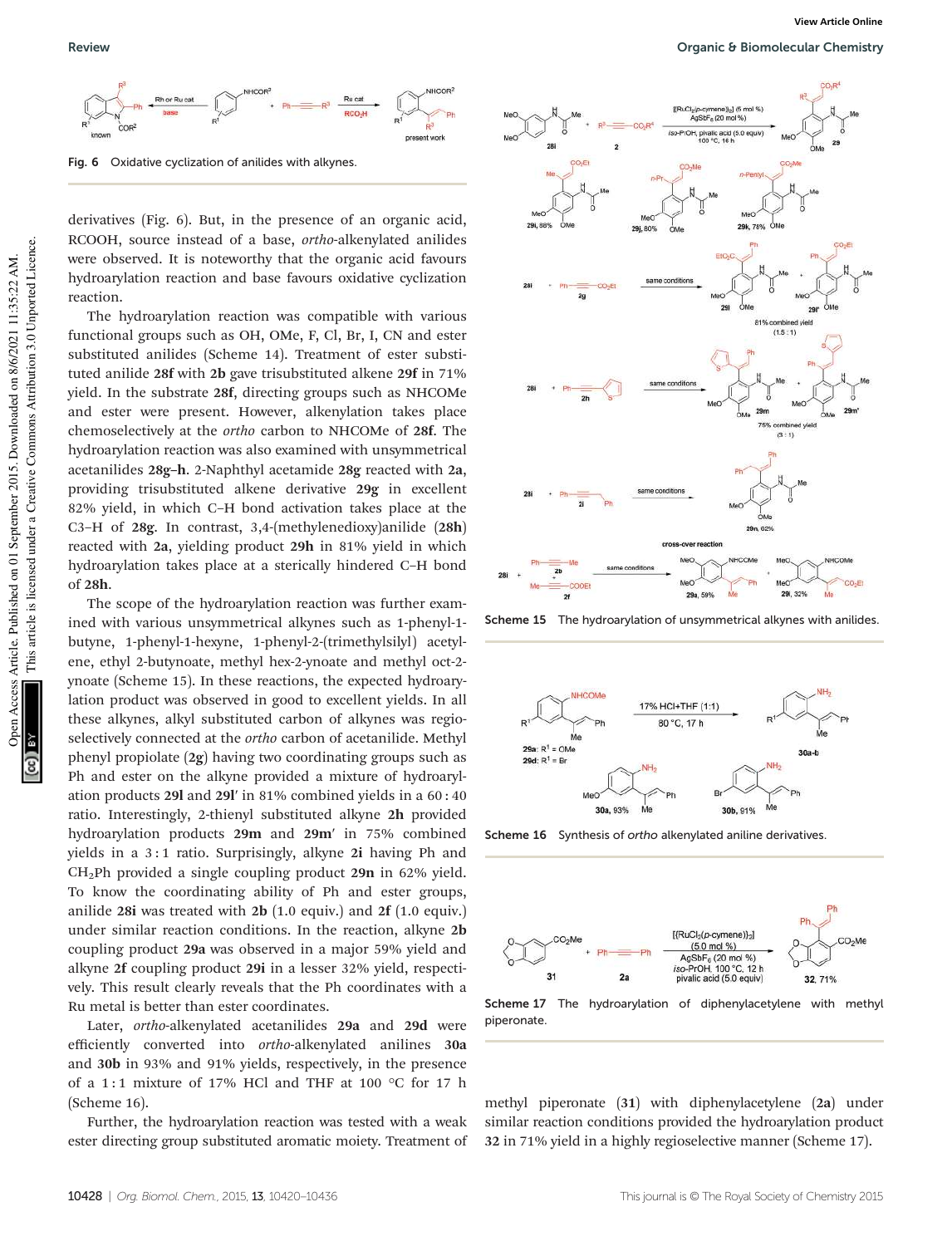Fig. 6 Oxidative cyclization of anilides with alkynes.

derivatives (Fig. 6). But, in the presence of an organic acid, RCOOH, source instead of a base, *ortho*-alkenylated anilides were observed. It is noteworthy that the organic acid favours hydroarylation reaction and base favours oxidative cyclization reaction.

The hydroarylation reaction was compatible with various functional groups such as OH, OMe, F, Cl, Br, I, CN and ester substituted anilides (Scheme 14). Treatment of ester substituted anilide **28f** with **2b** gave trisubstituted alkene **29f** in 71% yield. In the substrate **28f**, directing groups such as NHCOMe and ester were present. However, alkenylation takes place chemoselectively at the *ortho* carbon to NHCOMe of **28f**. The hydroarylation reaction was also examined with unsymmetrical acetanilides **28g–h**. 2-Naphthyl acetamide **28g** reacted with **2a**, providing trisubstituted alkene derivative **29g** in excellent 82% yield, in which C–H bond activation takes place at the C3–H of **28g**. In contrast, 3,4-(methylenedioxy)anilide (**28h**) reacted with **2a**, yielding product **29h** in 81% yield in which hydroarylation takes place at a sterically hindered C–H bond of **28h**.

The scope of the hydroarylation reaction was further examined with various unsymmetrical alkynes such as 1-phenyl-1-butyne, 1-phenyl-1-hexyne, 1-phenyl-2-(trimethylsilyl) acetylene, ethyl 2-butynoate, methyl hex-2-ynoate and methyl oct-2-ynoate (Scheme 15). In these reactions, the expected hydroarylation product was observed in good to excellent yields. In all these alkynes, alkyl substituted carbon of alkynes was regioselectively connected at the *ortho* carbon of acetanilide. Methyl phenyl propiolate (**2g**) having two coordinating groups such as Ph and ester on the alkyne provided a mixture of hydroarylation products **29l** and **29l′** in 81% combined yields in a 60 : 40 ratio. Interestingly, 2-thienyl substituted alkyne **2h** provided hydroarylation products **29m** and **29m′** in 75% combined yields in a 3 : 1 ratio. Surprisingly, alkyne **2i** having Ph and $CH_2Ph$ provided a single coupling product **29n** in 62% yield. To know the coordinating ability of Ph and ester groups, anilide **28i** was treated with **2b** (1.0 equiv.) and **2f** (1.0 equiv.) under similar reaction conditions. In the reaction, alkyne **2b** coupling product **29a** was observed in a major 59% yield and alkyne **2f** coupling product **29i** in a lesser 32% yield, respectively. This result clearly reveals that the Ph coordinates with a Ru metal is better than ester coordinates.

Later, *ortho*-alkenylated acetanilides **29a** and **29d** were efficiently converted into *ortho*-alkenylated anilines **30a** and **30b** in 93% and 91% yields, respectively, in the presence of a 1 : 1 mixture of 17% HCl and THF at 100 °C for 17 h (Scheme 16).

Further, the hydroarylation reaction was tested with a weak ester directing group substituted aromatic moiety. Treatment of methyl piperonate (**31**) with diphenylacetylene (**2a**) under similar reaction conditions provided the hydroarylation product **32** in 71% yield in a highly regioselective manner (Scheme 17).

Scheme 15 The hydroarylation of unsymmetrical alkynes with anilides.

Scheme 16 Synthesis of *ortho* alkenylated aniline derivatives.

Scheme 17 The hydroarylation of diphenylacetylene with methyl piperonate.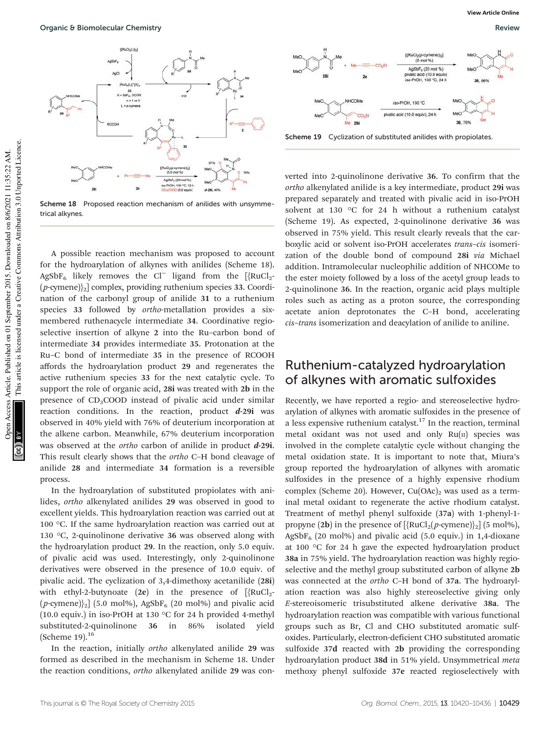**Scheme 18** Proposed reaction mechanism of anilides with unsymmetrical alkynes.

A possible reaction mechanism was proposed to account for the hydroarylation of alkynes with anilides (Scheme 18). $AgSbF_6$ likely removes the $Cl^-$ ligand from the [$\{RuCl_2(p\text{-cymene})\}_2$] complex, providing ruthenium species **33**. Coordination of the carbonyl group of anilide **31** to a ruthenium species **33** followed by *ortho*-metallation provides a six-membered ruthenacycle intermediate **34**. Coordinative regioselective insertion of alkyne **2** into the Ru–carbon bond of intermediate **34** provides intermediate **35**. Protonation at the Ru–C bond of intermediate **35** in the presence of RCOOH affords the hydroarylation product **29** and regenerates the active ruthenium species **33** for the next catalytic cycle. To support the role of organic acid, **28i** was treated with **2b** in the presence of $CD_3COOD$ instead of pivalic acid under similar reaction conditions. In the reaction, product ***d*-29i** was observed in 40% yield with 76% of deuterium incorporation at the alkene carbon. Meanwhile, 67% deuterium incorporation was observed at the *ortho* carbon of anilide in product ***d*-29i**. This result clearly shows that the *ortho* C–H bond cleavage of anilide **28** and intermediate **34** formation is a reversible process.

In the hydroarylation of substituted propiolates with anilides, *ortho* alkenylated anilides **29** was observed in good to excellent yields. This hydroarylation reaction was carried out at 100 °C. If the same hydroarylation reaction was carried out at 130 °C, 2-quinolinone derivative **36** was observed along with the hydroarylation product **29**. In the reaction, only 5.0 equiv. of pivalic acid was used. Interestingly, only 2-quinolinone derivatives were observed in the presence of 10.0 equiv. of pivalic acid. The cyclization of 3,4-dimethoxy acetanilide (**28i**) with ethyl-2-butynoate (**2e**) in the presence of [$\{RuCl_2(p\text{-cymene})\}_2$] (5.0 mol%), $AgSbF_6$ (20 mol%) and pivalic acid (10.0 equiv.) in iso-PrOH at 130 °C for 24 h provided 4-methyl substituted-2-quinolinone **36** in 86% isolated yield (Scheme 19).[16]

In the reaction, initially *ortho* alkenylated anilide **29** was formed as described in the mechanism in Scheme 18. Under the reaction conditions, *ortho* alkenylated anilide **29** was converted into 2-quinolinone derivative **36**. To confirm that the *ortho* alkenylated anilide is a key intermediate, product **29i** was prepared separately and treated with pivalic acid in iso-PrOH solvent at 130 °C for 24 h without a ruthenium catalyst (Scheme 19). As expected, 2-quinolinone derivative **36** was observed in 75% yield. This result clearly reveals that the carboxylic acid or solvent iso-PrOH accelerates *trans*–*cis* isomerization of the double bond of compound **28i** *via* Michael addition. Intramolecular nucleophilic addition of NHCOMe to the ester moiety followed by a loss of the acetyl group leads to 2-quinolinone **36**. In the reaction, organic acid plays multiple roles such as acting as a proton source, the corresponding acetate anion deprotonates the C–H bond, accelerating *cis*–*trans* isomerization and deacylation of anilide to aniline.

**Scheme 19** Cyclization of substituted anilides with propiolates.

## Ruthenium-catalyzed hydroarylation of alkynes with aromatic sulfoxides

Recently, we have reported a regio- and stereoselective hydroarylation of alkynes with aromatic sulfoxides in the presence of a less expensive ruthenium catalyst.[17] In the reaction, terminal metal oxidant was not used and only Ru(II) species was involved in the complete catalytic cycle without changing the metal oxidation state. It is important to note that, Miura's group reported the hydroarylation of alkynes with aromatic sulfoxides in the presence of a highly expensive rhodium complex (Scheme 20). However, $Cu(OAc)_2$ was used as a terminal metal oxidant to regenerate the active rhodium catalyst. Treatment of methyl phenyl sulfoxide (**37a**) with 1-phenyl-1-propyne (**2b**) in the presence of [$\{RuCl_2(p\text{-cymene})\}_2$] (5 mol%), $AgSbF_6$ (20 mol%) and pivalic acid (5.0 equiv.) in 1,4-dioxane at 100 °C for 24 h gave the expected hydroarylation product **38a** in 75% yield. The hydroarylation reaction was highly regioselective and the methyl group substituted carbon of alkyne **2b** was connected at the *ortho* C–H bond of **37a**. The hydroarylation reaction was also highly stereoselective giving only *E*-stereoisomeric trisubstituted alkene derivative **38a**. The hydroarylation reaction was compatible with various functional groups such as Br, Cl and CHO substituted aromatic sulfoxides. Particularly, electron-deficient CHO substituted aromatic sulfoxide **37d** reacted with **2b** providing the corresponding hydroarylation product **38d** in 51% yield. Unsymmetrical *meta* methoxy phenyl sulfoxide **37e** reacted regioselectively with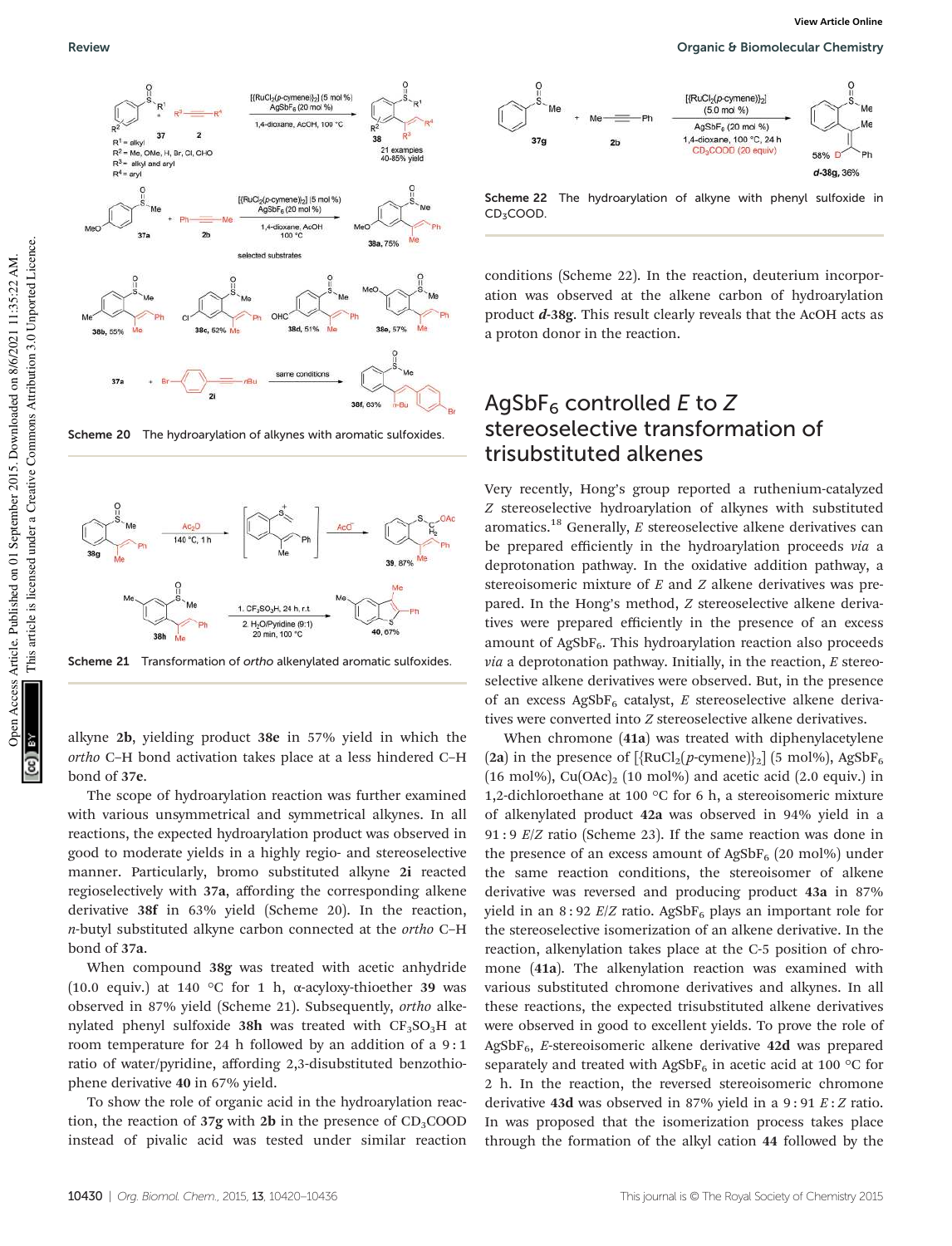Scheme 20 The hydroarylation of alkynes with aromatic sulfoxides.

Scheme 21 Transformation of *ortho* alkenylated aromatic sulfoxides.

alkyne **2b**, yielding product **38e** in 57% yield in which the *ortho* C–H bond activation takes place at a less hindered C–H bond of **37e**.

The scope of hydroarylation reaction was further examined with various unsymmetrical and symmetrical alkynes. In all reactions, the expected hydroarylation product was observed in good to moderate yields in a highly regio- and stereoselective manner. Particularly, bromo substituted alkyne **2i** reacted regioselectively with **37a**, affording the corresponding alkene derivative **38f** in 63% yield (Scheme 20). In the reaction, *n*-butyl substituted alkyne carbon connected at the *ortho* C–H bond of **37a**.

When compound **38g** was treated with acetic anhydride (10.0 equiv.) at 140 °C for 1 h, α-acyloxy-thioether **39** was observed in 87% yield (Scheme 21). Subsequently, *ortho* alkenylated phenyl sulfoxide **38h** was treated with $CF_3SO_3H$ at room temperature for 24 h followed by an addition of a 9 : 1 ratio of water/pyridine, affording 2,3-disubstituted benzothiophene derivative **40** in 67% yield.

To show the role of organic acid in the hydroarylation reaction, the reaction of **37g** with **2b** in the presence of $CD_3COOD$ instead of pivalic acid was tested under similar reaction conditions (Scheme 22). In the reaction, deuterium incorporation was observed at the alkene carbon of hydroarylation product ***d*-38g**. This result clearly reveals that the AcOH acts as a proton donor in the reaction.

Scheme 22 The hydroarylation of alkyne with phenyl sulfoxide in $CD_3COOD$.

## $AgSbF_6$ controlled *E* to *Z* stereoselective transformation of trisubstituted alkenes

Very recently, Hong's group reported a ruthenium-catalyzed *Z* stereoselective hydroarylation of alkynes with substituted aromatics.[18] Generally, *E* stereoselective alkene derivatives can be prepared efficiently in the hydroarylation proceeds *via* a deprotonation pathway. In the oxidative addition pathway, a stereoisomeric mixture of *E* and *Z* alkene derivatives was prepared. In the Hong's method, *Z* stereoselective alkene derivatives were prepared efficiently in the presence of an excess amount of $AgSbF_6$. This hydroarylation reaction also proceeds *via* a deprotonation pathway. Initially, in the reaction, *E* stereoselective alkene derivatives were observed. But, in the presence of an excess $AgSbF_6$ catalyst, *E* stereoselective alkene derivatives were converted into *Z* stereoselective alkene derivatives.

When chromone (**41a**) was treated with diphenylacetylene (**2a**) in the presence of $[\{RuCl_2(p\text{-cymene})\}_2]$ (5 mol%), $AgSbF_6$ (16 mol%), $Cu(OAc)_2$ (10 mol%) and acetic acid (2.0 equiv.) in 1,2-dichloroethane at 100 °C for 6 h, a stereoisomeric mixture of alkenylated product **42a** was observed in 94% yield in a 91 : 9 *E*/*Z* ratio (Scheme 23). If the same reaction was done in the presence of an excess amount of $AgSbF_6$ (20 mol%) under the same reaction conditions, the stereoisomer of alkene derivative was reversed and producing product **43a** in 87% yield in an 8 : 92 *E*/*Z* ratio. $AgSbF_6$ plays an important role for the stereoselective isomerization of an alkene derivative. In the reaction, alkenylation takes place at the C-5 position of chromone (**41a**). The alkenylation reaction was examined with various substituted chromone derivatives and alkynes. In all these reactions, the expected trisubstituted alkene derivatives were observed in good to excellent yields. To prove the role of $AgSbF_6$, *E*-stereoisomeric alkene derivative **42d** was prepared separately and treated with $AgSbF_6$ in acetic acid at 100 °C for 2 h. In the reaction, the reversed stereoisomeric chromone derivative **43d** was observed in 87% yield in a 9 : 91 *E* : *Z* ratio. In was proposed that the isomerization process takes place through the formation of the alkyl cation **44** followed by the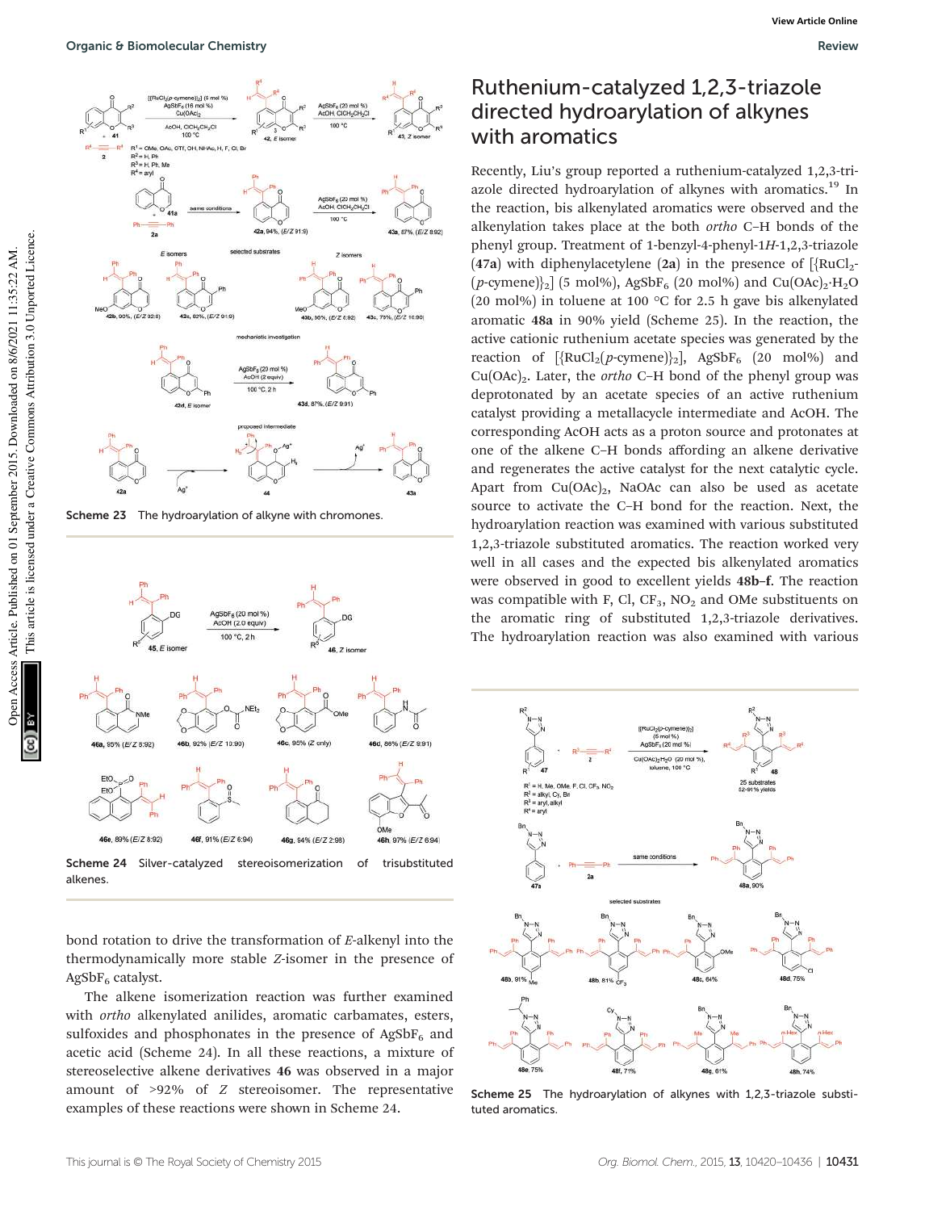Scheme 23 The hydroarylation of alkyne with chromones.

Scheme 24 Silver-catalyzed stereoisomerization of trisubstituted alkenes.

bond rotation to drive the transformation of *E*-alkenyl into the thermodynamically more stable *Z*-isomer in the presence of $AgSbF_6$ catalyst.

The alkene isomerization reaction was further examined with *ortho* alkenylated anilides, aromatic carbamates, esters, sulfoxides and phosphonates in the presence of $AgSbF_6$ and acetic acid (Scheme 24). In all these reactions, a mixture of stereoselective alkene derivatives **46** was observed in a major amount of >92% of *Z* stereoisomer. The representative examples of these reactions were shown in Scheme 24.

## Ruthenium-catalyzed 1,2,3-triazole directed hydroarylation of alkynes with aromatics

Recently, Liu's group reported a ruthenium-catalyzed 1,2,3-triazole directed hydroarylation of alkynes with aromatics.[19] In the reaction, bis alkenylated aromatics were observed and the alkenylation takes place at the both *ortho* C–H bonds of the phenyl group. Treatment of 1-benzyl-4-phenyl-1*H*-1,2,3-triazole (**47a**) with diphenylacetylene (**2a**) in the presence of [{$RuCl_2$-(*p*-cymene)}$_2$] (5 mol%), $AgSbF_6$ (20 mol%) and $Cu(OAc)_2 \cdot H_2O$ (20 mol%) in toluene at 100 °C for 2.5 h gave bis alkenylated aromatic **48a** in 90% yield (Scheme 25). In the reaction, the active cationic ruthenium acetate species was generated by the reaction of [{$RuCl_2$(*p*-cymene)}$_2$], $AgSbF_6$ (20 mol%) and $Cu(OAc)_2$. Later, the *ortho* C–H bond of the phenyl group was deprotonated by an acetate species of an active ruthenium catalyst providing a metallacycle intermediate and AcOH. The corresponding AcOH acts as a proton source and protonates at one of the alkene C–H bonds affording an alkene derivative and regenerates the active catalyst for the next catalytic cycle. Apart from $Cu(OAc)_2$, NaOAc can also be used as acetate source to activate the C–H bond for the reaction. Next, the hydroarylation reaction was examined with various substituted 1,2,3-triazole substituted aromatics. The reaction worked very well in all cases and the expected bis alkenylated aromatics were observed in good to excellent yields **48b–f**. The reaction was compatible with F, Cl, $CF_3$, $NO_2$ and OMe substituents on the aromatic ring of substituted 1,2,3-triazole derivatives. The hydroarylation reaction was also examined with various

Scheme 25 The hydroarylation of alkynes with 1,2,3-triazole substituted aromatics.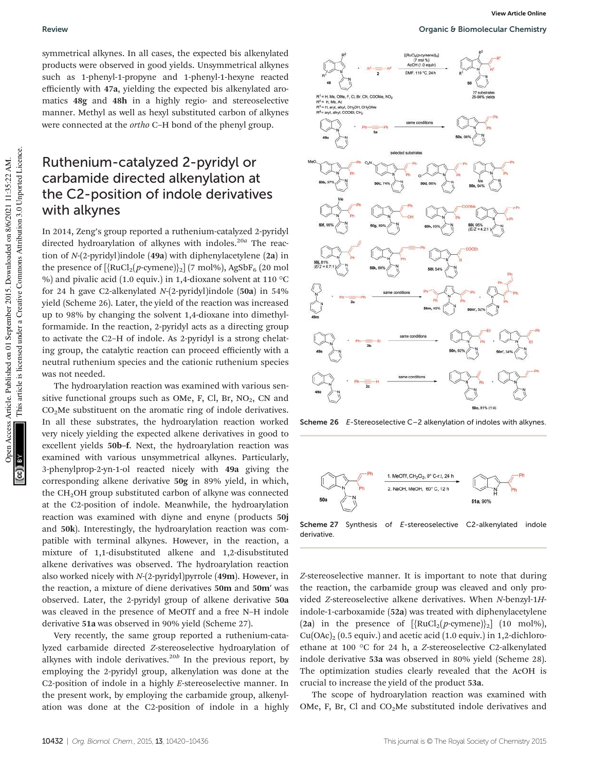symmetrical alkynes. In all cases, the expected bis alkenylated products were observed in good yields. Unsymmetrical alkynes such as 1-phenyl-1-propyne and 1-phenyl-1-hexyne reacted efficiently with **47a**, yielding the expected bis alkenylated aromatics **48g** and **48h** in a highly regio- and stereoselective manner. Methyl as well as hexyl substituted carbon of alkynes were connected at the *ortho* C–H bond of the phenyl group.

## Ruthenium-catalyzed 2-pyridyl or carbamide directed alkenylation at the C2-position of indole derivatives with alkynes

In 2014, Zeng's group reported a ruthenium-catalyzed 2-pyridyl directed hydroarylation of alkynes with indoles.[20a] The reaction of *N*-(2-pyridyl)indole (**49a**) with diphenylacetylene (**2a**) in the presence of [{RuCl$_2$(*p*-cymene)}$_2$] (7 mol%), AgSbF$_6$ (20 mol %) and pivalic acid (1.0 equiv.) in 1,4-dioxane solvent at 110 °C for 24 h gave C2-alkenylated *N*-(2-pyridyl)indole (**50a**) in 54% yield (Scheme 26). Later, the yield of the reaction was increased up to 98% by changing the solvent 1,4-dioxane into dimethylformamide. In the reaction, 2-pyridyl acts as a directing group to activate the C2–H of indole. As 2-pyridyl is a strong chelating group, the catalytic reaction can proceed efficiently with a neutral ruthenium species and the cationic ruthenium species was not needed.

The hydroarylation reaction was examined with various sensitive functional groups such as OMe, F, Cl, Br, NO$_2$, CN and CO$_2$Me substituent on the aromatic ring of indole derivatives. In all these substrates, the hydroarylation reaction worked very nicely yielding the expected alkene derivatives in good to excellent yields **50b–f**. Next, the hydroarylation reaction was examined with various unsymmetrical alkynes. Particularly, 3-phenylprop-2-yn-1-ol reacted nicely with **49a** giving the corresponding alkene derivative **50g** in 89% yield, in which, the CH$_2$OH group substituted carbon of alkyne was connected at the C2-position of indole. Meanwhile, the hydroarylation reaction was examined with diyne and enyne (products **50j** and **50k**). Interestingly, the hydroarylation reaction was compatible with terminal alkynes. However, in the reaction, a mixture of 1,1-disubstituted alkene and 1,2-disubstituted alkene derivatives was observed. The hydroarylation reaction also worked nicely with *N*-(2-pyridyl)pyrrole (**49m**). However, in the reaction, a mixture of diene derivatives **50m** and **50m′** was observed. Later, the 2-pyridyl group of alkene derivative **50a** was cleaved in the presence of MeOTf and a free N–H indole derivative **51a** was observed in 90% yield (Scheme 27).

Very recently, the same group reported a ruthenium-catalyzed carbamide directed *Z*-stereoselective hydroarylation of alkynes with indole derivatives.[20b] In the previous report, by employing the 2-pyridyl group, alkenylation was done at the C2-position of indole in a highly *E*-stereoselective manner. In the present work, by employing the carbamide group, alkenylation was done at the C2-position of indole in a highly *Z*-stereoselective manner. It is important to note that during the reaction, the carbamide group was cleaved and only provided *Z*-stereoselective alkene derivatives. When *N*-benzyl-1*H*-indole-1-carboxamide (**52a**) was treated with diphenylacetylene (**2a**) in the presence of [{RuCl$_2$(*p*-cymene)}$_2$] (10 mol%), Cu(OAc)$_2$ (0.5 equiv.) and acetic acid (1.0 equiv.) in 1,2-dichloroethane at 100 °C for 24 h, a *Z*-stereoselective C2-alkenylated indole derivative **53a** was observed in 80% yield (Scheme 28). The optimization studies clearly revealed that the AcOH is crucial to increase the yield of the product **53a**.

The scope of hydroarylation reaction was examined with OMe, F, Br, Cl and CO$_2$Me substituted indole derivatives and

Scheme 26 *E*-Stereoselective C–2 alkenylation of indoles with alkynes.

Scheme 27 Synthesis of *E*-stereoselective C2-alkenylated indole derivative.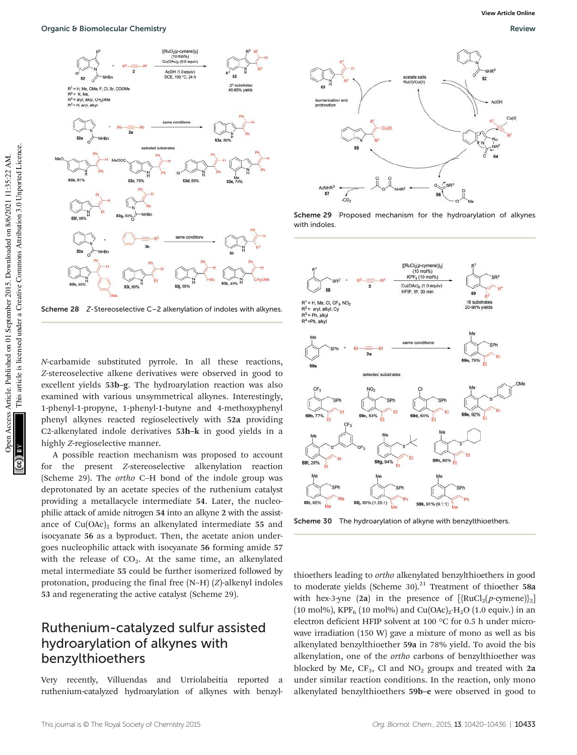Scheme 28 Z-Stereoselective C–2 alkenylation of indoles with alkynes.

Scheme 29 Proposed mechanism for the hydroarylation of alkynes with indoles.

Scheme 30 The hydroarylation of alkyne with benzylthioethers.

N-carbamide substituted pyrrole. In all these reactions, Z-stereoselective alkene derivatives were observed in good to excellent yields **53b–g**. The hydroarylation reaction was also examined with various unsymmetrical alkynes. Interestingly, 1-phenyl-1-propyne, 1-phenyl-1-butyne and 4-methoxyphenyl phenyl alkynes reacted regioselectively with **52a** providing C2-alkenylated indole derivatives **53h–k** in good yields in a highly Z-regioselective manner.

A possible reaction mechanism was proposed to account for the present Z-stereoselective alkenylation reaction (Scheme 29). The *ortho* C–H bond of the indole group was deprotonated by an acetate species of the ruthenium catalyst providing a metallacycle intermediate **54**. Later, the nucleophilic attack of amide nitrogen **54** into an alkyne **2** with the assistance of $Cu(OAc)_2$ forms an alkenylated intermediate **55** and isocyanate **56** as a byproduct. Then, the acetate anion undergoes nucleophilic attack with isocyanate **56** forming amide **57** with the release of $CO_2$. At the same time, an alkenylated metal intermediate **55** could be further isomerized followed by protonation, producing the final free (N–H) (Z)-alkenyl indoles **53** and regenerating the active catalyst (Scheme 29).

## Ruthenium-catalyzed sulfur assisted hydroarylation of alkynes with benzylthioethers

Very recently, Villuendas and Urriolabeitia reported a ruthenium-catalyzed hydroarylation of alkynes with benzylthioethers leading to *ortho* alkenylated benzylthioethers in good to moderate yields (Scheme 30).[21] Treatment of thioether **58a** with hex-3-yne (**2a**) in the presence of [{$RuCl_2$(*p*-cymene)}$_2$] (10 mol%), $KPF_6$ (10 mol%) and $Cu(OAc)_2 \cdot H_2O$ (1.0 equiv.) in an electron deficient HFIP solvent at 100 °C for 0.5 h under microwave irradiation (150 W) gave a mixture of mono as well as bis alkenylated benzylthioether **59a** in 78% yield. To avoid the bis alkenylation, one of the *ortho* carbons of benzylthioether was blocked by Me, $CF_3$, Cl and $NO_2$ groups and treated with **2a** under similar reaction conditions. In the reaction, only mono alkenylated benzylthioethers **59b–e** were observed in good to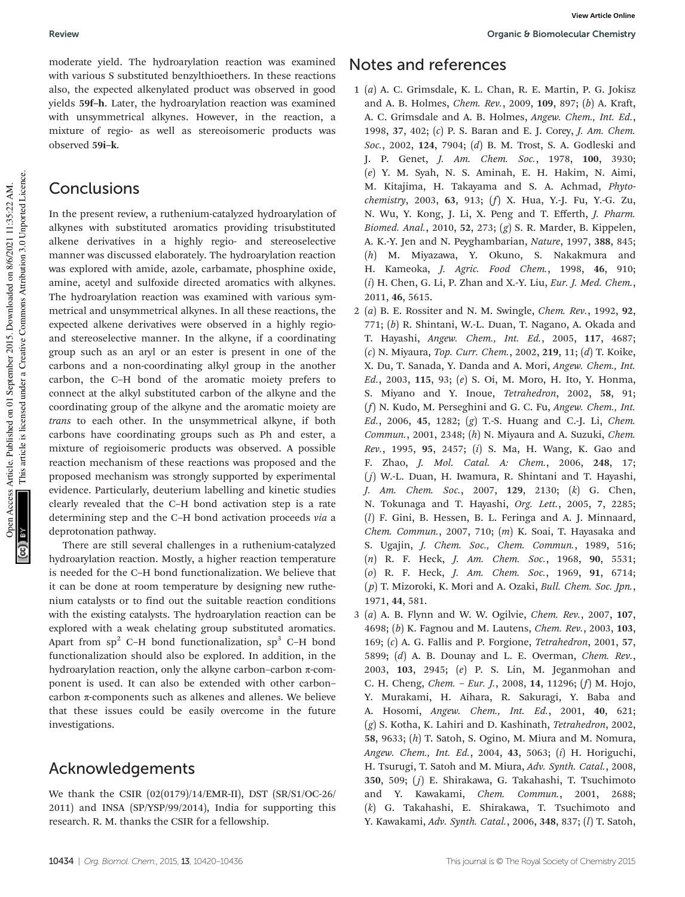moderate yield. The hydroarylation reaction was examined with various S substituted benzylthioethers. In these reactions also, the expected alkenylated product was observed in good yields **59f–h**. Later, the hydroarylation reaction was examined with unsymmetrical alkynes. However, in the reaction, a mixture of regio- as well as stereoisomeric products was observed **59i–k**.

## Conclusions

In the present review, a ruthenium-catalyzed hydroarylation of alkynes with substituted aromatics providing trisubstituted alkene derivatives in a highly regio- and stereoselective manner was discussed elaborately. The hydroarylation reaction was explored with amide, azole, carbamate, phosphine oxide, amine, acetyl and sulfoxide directed aromatics with alkynes. The hydroarylation reaction was examined with various symmetrical and unsymmetrical alkynes. In all these reactions, the expected alkene derivatives were observed in a highly regio- and stereoselective manner. In the alkyne, if a coordinating group such as an aryl or an ester is present in one of the carbons and a non-coordinating alkyl group in the another carbon, the C–H bond of the aromatic moiety prefers to connect at the alkyl substituted carbon of the alkyne and the coordinating group of the alkyne and the aromatic moiety are *trans* to each other. In the unsymmetrical alkyne, if both carbons have coordinating groups such as Ph and ester, a mixture of regioisomeric products was observed. A possible reaction mechanism of these reactions was proposed and the proposed mechanism was strongly supported by experimental evidence. Particularly, deuterium labelling and kinetic studies clearly revealed that the C–H bond activation step is a rate determining step and the C–H bond activation proceeds *via* a deprotonation pathway.

There are still several challenges in a ruthenium-catalyzed hydroarylation reaction. Mostly, a higher reaction temperature is needed for the C–H bond functionalization. We believe that it can be done at room temperature by designing new ruthenium catalysts or to find out the suitable reaction conditions with the existing catalysts. The hydroarylation reaction can be explored with a weak chelating group substituted aromatics. Apart from $sp^2$ C–H bond functionalization, $sp^3$ C–H bond functionalization should also be explored. In addition, in the hydroarylation reaction, only the alkyne carbon–carbon π-component is used. It can also be extended with other carbon–carbon π-components such as alkenes and allenes. We believe that these issues could be easily overcome in the future investigations.

## Acknowledgements

We thank the CSIR (02(0179)/14/EMR-II), DST (SR/S1/OC-26/2011) and INSA (SP/YSP/99/2014), India for supporting this research. R. M. thanks the CSIR for a fellowship.

## Notes and references

1 (*a*) A. C. Grimsdale, K. L. Chan, R. E. Martin, P. G. Jokisz and A. B. Holmes, *Chem. Rev.*, 2009, **109**, 897; (*b*) A. Kraft, A. C. Grimsdale and A. B. Holmes, *Angew. Chem., Int. Ed.*, 1998, **37**, 402; (*c*) P. S. Baran and E. J. Corey, *J. Am. Chem. Soc.*, 2002, **124**, 7904; (*d*) B. M. Trost, S. A. Godleski and J. P. Genet, *J. Am. Chem. Soc.*, 1978, **100**, 3930; (*e*) Y. M. Syah, N. S. Aminah, E. H. Hakim, N. Aimi, M. Kitajima, H. Takayama and S. A. Achmad, *Phytochemistry*, 2003, **63**, 913; (*f*) X. Hua, Y.-J. Fu, Y.-G. Zu, N. Wu, Y. Kong, J. Li, X. Peng and T. Efferth, *J. Pharm. Biomed. Anal.*, 2010, **52**, 273; (*g*) S. R. Marder, B. Kippelen, A. K.-Y. Jen and N. Peyghambarian, *Nature*, 1997, **388**, 845; (*h*) M. Miyazawa, Y. Okuno, S. Nakakmura and H. Kameoka, *J. Agric. Food Chem.*, 1998, **46**, 910; (*i*) H. Chen, G. Li, P. Zhan and X.-Y. Liu, *Eur. J. Med. Chem.*, 2011, **46**, 5615.

2 (*a*) B. E. Rossiter and N. M. Swingle, *Chem. Rev.*, 1992, **92**, 771; (*b*) R. Shintani, W.-L. Duan, T. Nagano, A. Okada and T. Hayashi, *Angew. Chem., Int. Ed.*, 2005, **117**, 4687; (*c*) N. Miyaura, *Top. Curr. Chem.*, 2002, **219**, 11; (*d*) T. Koike, X. Du, T. Sanada, Y. Danda and A. Mori, *Angew. Chem., Int. Ed.*, 2003, **115**, 93; (*e*) S. Oi, M. Moro, H. Ito, Y. Honma, S. Miyano and Y. Inoue, *Tetrahedron*, 2002, **58**, 91; (*f*) N. Kudo, M. Perseghini and G. C. Fu, *Angew. Chem., Int. Ed.*, 2006, **45**, 1282; (*g*) T.-S. Huang and C.-J. Li, *Chem. Commun.*, 2001, 2348; (*h*) N. Miyaura and A. Suzuki, *Chem. Rev.*, 1995, **95**, 2457; (*i*) S. Ma, H. Wang, K. Gao and F. Zhao, *J. Mol. Catal. A: Chem.*, 2006, **248**, 17; (*j*) W.-L. Duan, H. Iwamura, R. Shintani and T. Hayashi, *J. Am. Chem. Soc.*, 2007, **129**, 2130; (*k*) G. Chen, N. Tokunaga and T. Hayashi, *Org. Lett.*, 2005, **7**, 2285; (*l*) F. Gini, B. Hessen, B. L. Feringa and A. J. Minnaard, *Chem. Commun.*, 2007, 710; (*m*) K. Soai, T. Hayasaka and S. Ugajin, *J. Chem. Soc., Chem. Commun.*, 1989, 516; (*n*) R. F. Heck, *J. Am. Chem. Soc.*, 1968, **90**, 5531; (*o*) R. F. Heck, *J. Am. Chem. Soc.*, 1969, **91**, 6714; (*p*) T. Mizoroki, K. Mori and A. Ozaki, *Bull. Chem. Soc. Jpn.*, 1971, **44**, 581.

3 (*a*) A. B. Flynn and W. W. Ogilvie, *Chem. Rev.*, 2007, **107**, 4698; (*b*) K. Fagnou and M. Lautens, *Chem. Rev.*, 2003, **103**, 169; (*c*) A. G. Fallis and P. Forgione, *Tetrahedron*, 2001, **57**, 5899; (*d*) A. B. Dounay and L. E. Overman, *Chem. Rev.*, 2003, **103**, 2945; (*e*) P. S. Lin, M. Jeganmohan and C. H. Cheng, *Chem. – Eur. J.*, 2008, **14**, 11296; (*f*) M. Hojo, Y. Murakami, H. Aihara, R. Sakuragi, Y. Baba and A. Hosomi, *Angew. Chem., Int. Ed.*, 2001, **40**, 621; (*g*) S. Kotha, K. Lahiri and D. Kashinath, *Tetrahedron*, 2002, **58**, 9633; (*h*) T. Satoh, S. Ogino, M. Miura and M. Nomura, *Angew. Chem., Int. Ed.*, 2004, **43**, 5063; (*i*) H. Horiguchi, H. Tsurugi, T. Satoh and M. Miura, *Adv. Synth. Catal.*, 2008, **350**, 509; (*j*) E. Shirakawa, G. Takahashi, T. Tsuchimoto and Y. Kawakami, *Chem. Commun.*, 2001, 2688; (*k*) G. Takahashi, E. Shirakawa, T. Tsuchimoto and Y. Kawakami, *Adv. Synth. Catal.*, 2006, **348**, 837; (*l*) T. Satoh,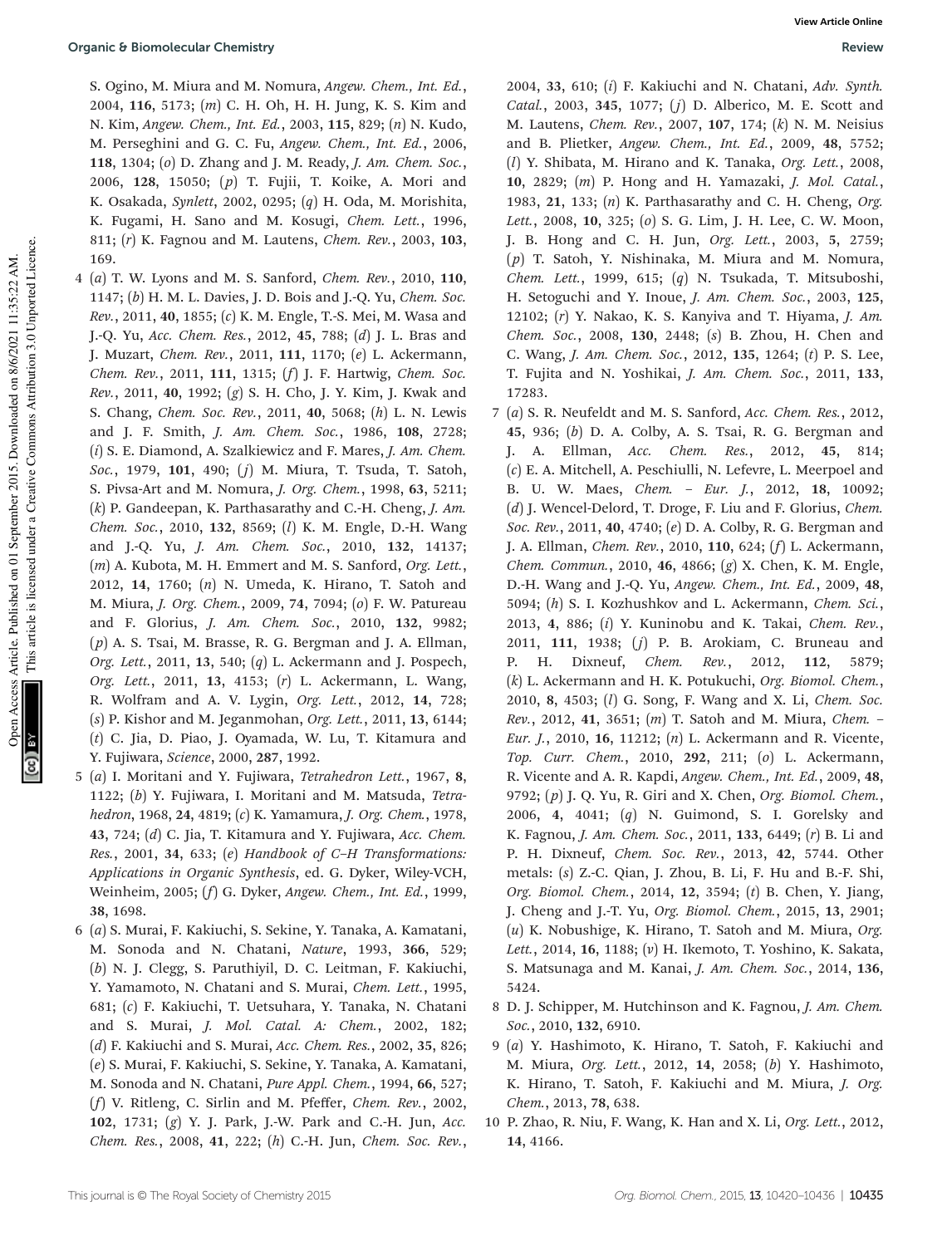S. Ogino, M. Miura and M. Nomura, *Angew. Chem., Int. Ed.*, 2004, **116**, 5173; (*m*) C. H. Oh, H. H. Jung, K. S. Kim and N. Kim, *Angew. Chem., Int. Ed.*, 2003, **115**, 829; (*n*) N. Kudo, M. Perseghini and G. C. Fu, *Angew. Chem., Int. Ed.*, 2006, **118**, 1304; (*o*) D. Zhang and J. M. Ready, *J. Am. Chem. Soc.*, 2006, **128**, 15050; (*p*) T. Fujii, T. Koike, A. Mori and K. Osakada, *Synlett*, 2002, 0295; (*q*) H. Oda, M. Morishita, K. Fugami, H. Sano and M. Kosugi, *Chem. Lett.*, 1996, 811; (*r*) K. Fagnou and M. Lautens, *Chem. Rev.*, 2003, **103**, 169.

4 (*a*) T. W. Lyons and M. S. Sanford, *Chem. Rev.*, 2010, **110**, 1147; (*b*) H. M. L. Davies, J. D. Bois and J.-Q. Yu, *Chem. Soc. Rev.*, 2011, **40**, 1855; (*c*) K. M. Engle, T.-S. Mei, M. Wasa and J.-Q. Yu, *Acc. Chem. Res.*, 2012, **45**, 788; (*d*) J. L. Bras and J. Muzart, *Chem. Rev.*, 2011, **111**, 1170; (*e*) L. Ackermann, *Chem. Rev.*, 2011, **111**, 1315; (*f*) J. F. Hartwig, *Chem. Soc. Rev.*, 2011, **40**, 1992; (*g*) S. H. Cho, J. Y. Kim, J. Kwak and S. Chang, *Chem. Soc. Rev.*, 2011, **40**, 5068; (*h*) L. N. Lewis and J. F. Smith, *J. Am. Chem. Soc.*, 1986, **108**, 2728; (*i*) S. E. Diamond, A. Szalkiewicz and F. Mares, *J. Am. Chem. Soc.*, 1979, **101**, 490; (*j*) M. Miura, T. Tsuda, T. Satoh, S. Pivsa-Art and M. Nomura, *J. Org. Chem.*, 1998, **63**, 5211; (*k*) P. Gandeepan, K. Parthasarathy and C.-H. Cheng, *J. Am. Chem. Soc.*, 2010, **132**, 8569; (*l*) K. M. Engle, D.-H. Wang and J.-Q. Yu, *J. Am. Chem. Soc.*, 2010, **132**, 14137; (*m*) A. Kubota, M. H. Emmert and M. S. Sanford, *Org. Lett.*, 2012, **14**, 1760; (*n*) N. Umeda, K. Hirano, T. Satoh and M. Miura, *J. Org. Chem.*, 2009, **74**, 7094; (*o*) F. W. Patureau and F. Glorius, *J. Am. Chem. Soc.*, 2010, **132**, 9982; (*p*) A. S. Tsai, M. Brasse, R. G. Bergman and J. A. Ellman, *Org. Lett.*, 2011, **13**, 540; (*q*) L. Ackermann and J. Pospech, *Org. Lett.*, 2011, **13**, 4153; (*r*) L. Ackermann, L. Wang, R. Wolfram and A. V. Lygin, *Org. Lett.*, 2012, **14**, 728; (*s*) P. Kishor and M. Jeganmohan, *Org. Lett.*, 2011, **13**, 6144; (*t*) C. Jia, D. Piao, J. Oyamada, W. Lu, T. Kitamura and Y. Fujiwara, *Science*, 2000, **287**, 1992.

5 (*a*) I. Moritani and Y. Fujiwara, *Tetrahedron Lett.*, 1967, **8**, 1122; (*b*) Y. Fujiwara, I. Moritani and M. Matsuda, *Tetrahedron*, 1968, **24**, 4819; (*c*) K. Yamamura, *J. Org. Chem.*, 1978, **43**, 724; (*d*) C. Jia, T. Kitamura and Y. Fujiwara, *Acc. Chem. Res.*, 2001, **34**, 633; (*e*) *Handbook of C–H Transformations: Applications in Organic Synthesis*, ed. G. Dyker, Wiley-VCH, Weinheim, 2005; (*f*) G. Dyker, *Angew. Chem., Int. Ed.*, 1999, **38**, 1698.

6 (*a*) S. Murai, F. Kakiuchi, S. Sekine, Y. Tanaka, A. Kamatani, M. Sonoda and N. Chatani, *Nature*, 1993, **366**, 529; (*b*) N. J. Clegg, S. Paruthiyil, D. C. Leitman, F. Kakiuchi, Y. Yamamoto, N. Chatani and S. Murai, *Chem. Lett.*, 1995, 681; (*c*) F. Kakiuchi, T. Uetsuhara, Y. Tanaka, N. Chatani and S. Murai, *J. Mol. Catal. A: Chem.*, 2002, 182; (*d*) F. Kakiuchi and S. Murai, *Acc. Chem. Res.*, 2002, **35**, 826; (*e*) S. Murai, F. Kakiuchi, S. Sekine, Y. Tanaka, A. Kamatani, M. Sonoda and N. Chatani, *Pure Appl. Chem.*, 1994, **66**, 527; (*f*) V. Ritleng, C. Sirlin and M. Pfeffer, *Chem. Rev.*, 2002, **102**, 1731; (*g*) Y. J. Park, J.-W. Park and C.-H. Jun, *Acc. Chem. Res.*, 2008, **41**, 222; (*h*) C.-H. Jun, *Chem. Soc. Rev.*, 2004, **33**, 610; (*i*) F. Kakiuchi and N. Chatani, *Adv. Synth. Catal.*, 2003, **345**, 1077; (*j*) D. Alberico, M. E. Scott and M. Lautens, *Chem. Rev.*, 2007, **107**, 174; (*k*) N. M. Neisius and B. Plietker, *Angew. Chem., Int. Ed.*, 2009, **48**, 5752; (*l*) Y. Shibata, M. Hirano and K. Tanaka, *Org. Lett.*, 2008, **10**, 2829; (*m*) P. Hong and H. Yamazaki, *J. Mol. Catal.*, 1983, **21**, 133; (*n*) K. Parthasarathy and C. H. Cheng, *Org. Lett.*, 2008, **10**, 325; (*o*) S. G. Lim, J. H. Lee, C. W. Moon, J. B. Hong and C. H. Jun, *Org. Lett.*, 2003, **5**, 2759; (*p*) T. Satoh, Y. Nishinaka, M. Miura and M. Nomura, *Chem. Lett.*, 1999, 615; (*q*) N. Tsukada, T. Mitsuboshi, H. Setoguchi and Y. Inoue, *J. Am. Chem. Soc.*, 2003, **125**, 12102; (*r*) Y. Nakao, K. S. Kanyiva and T. Hiyama, *J. Am. Chem. Soc.*, 2008, **130**, 2448; (*s*) B. Zhou, H. Chen and C. Wang, *J. Am. Chem. Soc.*, 2012, **135**, 1264; (*t*) P. S. Lee, T. Fujita and N. Yoshikai, *J. Am. Chem. Soc.*, 2011, **133**, 17283.

7 (*a*) S. R. Neufeldt and M. S. Sanford, *Acc. Chem. Res.*, 2012, **45**, 936; (*b*) D. A. Colby, A. S. Tsai, R. G. Bergman and J. A. Ellman, *Acc. Chem. Res.*, 2012, **45**, 814; (*c*) E. A. Mitchell, A. Peschiulli, N. Lefevre, L. Meerpoel and B. U. W. Maes, *Chem. – Eur. J.*, 2012, **18**, 10092; (*d*) J. Wencel-Delord, T. Droge, F. Liu and F. Glorius, *Chem. Soc. Rev.*, 2011, **40**, 4740; (*e*) D. A. Colby, R. G. Bergman and J. A. Ellman, *Chem. Rev.*, 2010, **110**, 624; (*f*) L. Ackermann, *Chem. Commun.*, 2010, **46**, 4866; (*g*) X. Chen, K. M. Engle, D.-H. Wang and J.-Q. Yu, *Angew. Chem., Int. Ed.*, 2009, **48**, 5094; (*h*) S. I. Kozhushkov and L. Ackermann, *Chem. Sci.*, 2013, **4**, 886; (*i*) Y. Kuninobu and K. Takai, *Chem. Rev.*, 2011, **111**, 1938; (*j*) P. B. Arokiam, C. Bruneau and P. H. Dixneuf, *Chem. Rev.*, 2012, **112**, 5879; (*k*) L. Ackermann and H. K. Potukuchi, *Org. Biomol. Chem.*, 2010, **8**, 4503; (*l*) G. Song, F. Wang and X. Li, *Chem. Soc. Rev.*, 2012, **41**, 3651; (*m*) T. Satoh and M. Miura, *Chem. – Eur. J.*, 2010, **16**, 11212; (*n*) L. Ackermann and R. Vicente, *Top. Curr. Chem.*, 2010, **292**, 211; (*o*) L. Ackermann, R. Vicente and A. R. Kapdi, *Angew. Chem., Int. Ed.*, 2009, **48**, 9792; (*p*) J. Q. Yu, R. Giri and X. Chen, *Org. Biomol. Chem.*, 2006, **4**, 4041; (*q*) N. Guimond, S. I. Gorelsky and K. Fagnou, *J. Am. Chem. Soc.*, 2011, **133**, 6449; (*r*) B. Li and P. H. Dixneuf, *Chem. Soc. Rev.*, 2013, **42**, 5744. Other metals: (*s*) Z.-C. Qian, J. Zhou, B. Li, F. Hu and B.-F. Shi, *Org. Biomol. Chem.*, 2014, **12**, 3594; (*t*) B. Chen, Y. Jiang, J. Cheng and J.-T. Yu, *Org. Biomol. Chem.*, 2015, **13**, 2901; (*u*) K. Nobushige, K. Hirano, T. Satoh and M. Miura, *Org. Lett.*, 2014, **16**, 1188; (*v*) H. Ikemoto, T. Yoshino, K. Sakata, S. Matsunaga and M. Kanai, *J. Am. Chem. Soc.*, 2014, **136**, 5424.

8 D. J. Schipper, M. Hutchinson and K. Fagnou, *J. Am. Chem. Soc.*, 2010, **132**, 6910.

9 (*a*) Y. Hashimoto, K. Hirano, T. Satoh, F. Kakiuchi and M. Miura, *Org. Lett.*, 2012, **14**, 2058; (*b*) Y. Hashimoto, K. Hirano, T. Satoh, F. Kakiuchi and M. Miura, *J. Org. Chem.*, 2013, **78**, 638.

10 P. Zhao, R. Niu, F. Wang, K. Han and X. Li, *Org. Lett.*, 2012, **14**, 4166.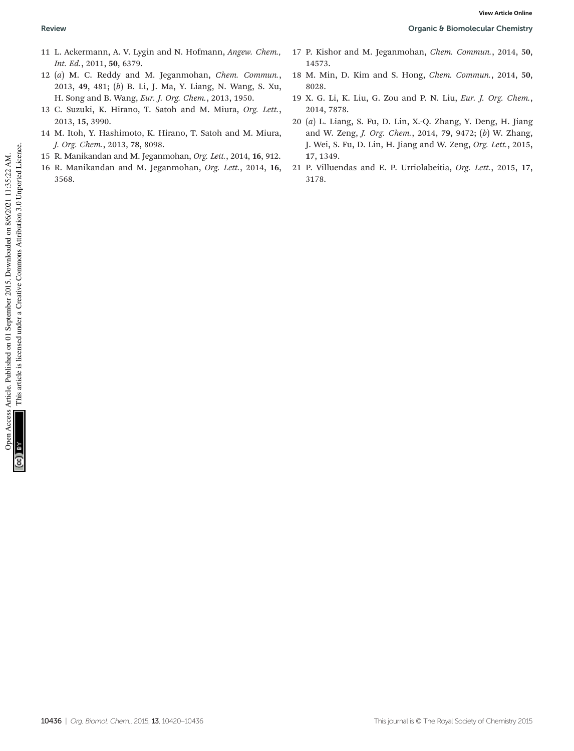11 L. Ackermann, A. V. Lygin and N. Hofmann, *Angew. Chem., Int. Ed.*, 2011, **50**, 6379.

12 (*a*) M. C. Reddy and M. Jeganmohan, *Chem. Commun.*, 2013, **49**, 481; (*b*) B. Li, J. Ma, Y. Liang, N. Wang, S. Xu, H. Song and B. Wang, *Eur. J. Org. Chem.*, 2013, 1950.

13 C. Suzuki, K. Hirano, T. Satoh and M. Miura, *Org. Lett.*, 2013, **15**, 3990.

14 M. Itoh, Y. Hashimoto, K. Hirano, T. Satoh and M. Miura, *J. Org. Chem.*, 2013, **78**, 8098.

15 R. Manikandan and M. Jeganmohan, *Org. Lett.*, 2014, **16**, 912.

16 R. Manikandan and M. Jeganmohan, *Org. Lett.*, 2014, **16**, 3568.

17 P. Kishor and M. Jeganmohan, *Chem. Commun.*, 2014, **50**, 14573.

18 M. Min, D. Kim and S. Hong, *Chem. Commun.*, 2014, **50**, 8028.

19 X. G. Li, K. Liu, G. Zou and P. N. Liu, *Eur. J. Org. Chem.*, 2014, 7878.

20 (*a*) L. Liang, S. Fu, D. Lin, X.-Q. Zhang, Y. Deng, H. Jiang and W. Zeng, *J. Org. Chem.*, 2014, **79**, 9472; (*b*) W. Zhang, J. Wei, S. Fu, D. Lin, H. Jiang and W. Zeng, *Org. Lett.*, 2015, **17**, 1349.

21 P. Villuendas and E. P. Urriolabeitia, *Org. Lett.*, 2015, **17**, 3178.